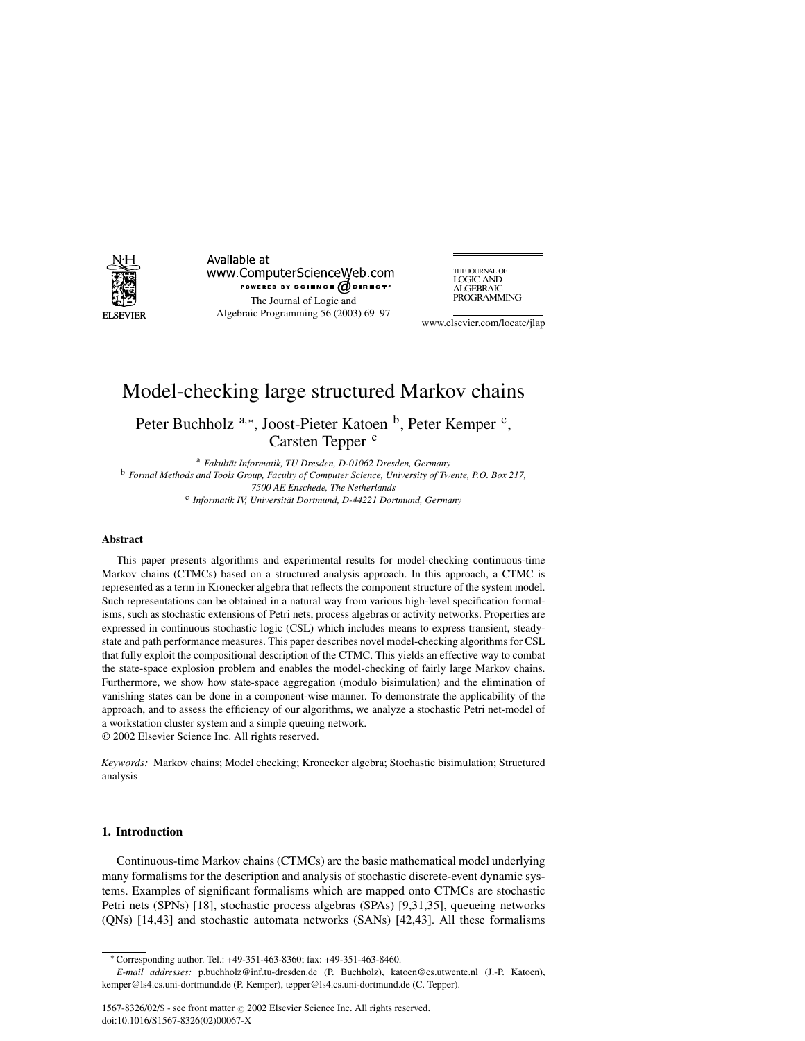# Model-checking large structured Markov chains

Peter Buchholz [a,*], Joost-Pieter Katoen [b], Peter Kemper [c], Carsten Tepper [c]

[a] *Fakultät Informatik, TU Dresden, D-01062 Dresden, Germany*
[b] *Formal Methods and Tools Group, Faculty of Computer Science, University of Twente, P.O. Box 217, 7500 AE Enschede, The Netherlands*
[c] *Informatik IV, Universität Dortmund, D-44221 Dortmund, Germany*

---

**Abstract**

This paper presents algorithms and experimental results for model-checking continuous-time Markov chains (CTMCs) based on a structured analysis approach. In this approach, a CTMC is represented as a term in Kronecker algebra that reflects the component structure of the system model. Such representations can be obtained in a natural way from various high-level specification formalisms, such as stochastic extensions of Petri nets, process algebras or activity networks. Properties are expressed in continuous stochastic logic (CSL) which includes means to express transient, steady-state and path performance measures. This paper describes novel model-checking algorithms for CSL that fully exploit the compositional description of the CTMC. This yields an effective way to combat the state-space explosion problem and enables the model-checking of fairly large Markov chains. Furthermore, we show how state-space aggregation (modulo bisimulation) and the elimination of vanishing states can be done in a component-wise manner. To demonstrate the applicability of the approach, and to assess the efficiency of our algorithms, we analyze a stochastic Petri net-model of a workstation cluster system and a simple queuing network.
© 2002 Elsevier Science Inc. All rights reserved.

*Keywords:* Markov chains; Model checking; Kronecker algebra; Stochastic bisimulation; Structured analysis

---

## 1. Introduction

Continuous-time Markov chains (CTMCs) are the basic mathematical model underlying many formalisms for the description and analysis of stochastic discrete-event dynamic systems. Examples of significant formalisms which are mapped onto CTMCs are stochastic Petri nets (SPNs) [18], stochastic process algebras (SPAs) [9,31,35], queueing networks (QNs) [14,43] and stochastic automata networks (SANs) [42,43]. All these formalisms

---

* Corresponding author. Tel.: +49-351-463-8360; fax: +49-351-463-8460.
*E-mail addresses:* p.buchholz@inf.tu-dresden.de (P. Buchholz), katoen@cs.utwente.nl (J.-P. Katoen), kemper@ls4.cs.uni-dortmund.de (P. Kemper), tepper@ls4.cs.uni-dortmund.de (C. Tepper).

1567-8326/02/$ - see front matter © 2002 Elsevier Science Inc. All rights reserved.
doi:10.1016/S1567-8326(02)00067-X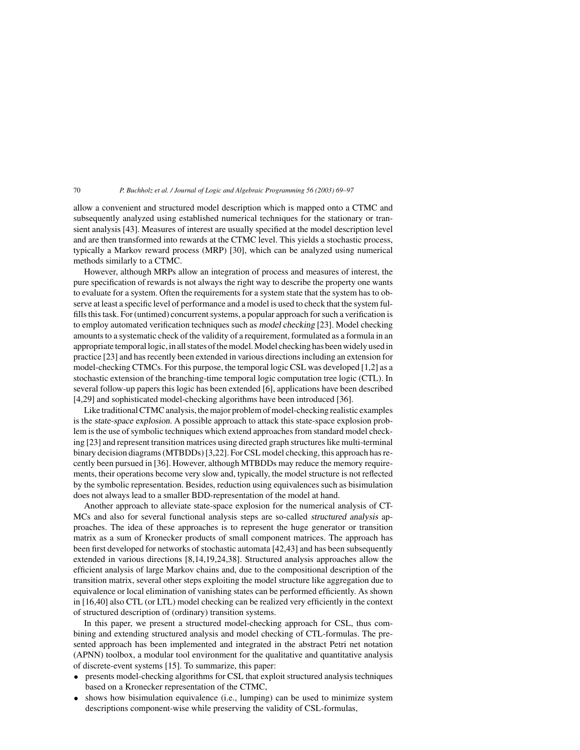allow a convenient and structured model description which is mapped onto a CTMC and subsequently analyzed using established numerical techniques for the stationary or transient analysis [43]. Measures of interest are usually specified at the model description level and are then transformed into rewards at the CTMC level. This yields a stochastic process, typically a Markov reward process (MRP) [30], which can be analyzed using numerical methods similarly to a CTMC.

However, although MRPs allow an integration of process and measures of interest, the pure specification of rewards is not always the right way to describe the property one wants to evaluate for a system. Often the requirements for a system state that the system has to observe at least a specific level of performance and a model is used to check that the system fulfills this task. For (untimed) concurrent systems, a popular approach for such a verification is to employ automated verification techniques such as *model checking* [23]. Model checking amounts to a systematic check of the validity of a requirement, formulated as a formula in an appropriate temporal logic, in all states of the model. Model checking has been widely used in practice [23] and has recently been extended in various directions including an extension for model-checking CTMCs. For this purpose, the temporal logic CSL was developed [1,2] as a stochastic extension of the branching-time temporal logic computation tree logic (CTL). In several follow-up papers this logic has been extended [6], applications have been described [4,29] and sophisticated model-checking algorithms have been introduced [36].

Like traditional CTMC analysis, the major problem of model-checking realistic examples is the *state-space explosion*. A possible approach to attack this state-space explosion problem is the use of symbolic techniques which extend approaches from standard model checking [23] and represent transition matrices using directed graph structures like multi-terminal binary decision diagrams (MTBDDs) [3,22]. For CSL model checking, this approach has recently been pursued in [36]. However, although MTBDDs may reduce the memory requirements, their operations become very slow and, typically, the model structure is not reflected by the symbolic representation. Besides, reduction using equivalences such as bisimulation does not always lead to a smaller BDD-representation of the model at hand.

Another approach to alleviate state-space explosion for the numerical analysis of CTMCs and also for several functional analysis steps are so-called *structured analysis* approaches. The idea of these approaches is to represent the huge generator or transition matrix as a sum of Kronecker products of small component matrices. The approach has been first developed for networks of stochastic automata [42,43] and has been subsequently extended in various directions [8,14,19,24,38]. Structured analysis approaches allow the efficient analysis of large Markov chains and, due to the compositional description of the transition matrix, several other steps exploiting the model structure like aggregation due to equivalence or local elimination of vanishing states can be performed efficiently. As shown in [16,40] also CTL (or LTL) model checking can be realized very efficiently in the context of structured description of (ordinary) transition systems.

In this paper, we present a structured model-checking approach for CSL, thus combining and extending structured analysis and model checking of CTL-formulas. The presented approach has been implemented and integrated in the abstract Petri net notation (APNN) toolbox, a modular tool environment for the qualitative and quantitative analysis of discrete-event systems [15]. To summarize, this paper:

- presents model-checking algorithms for CSL that exploit structured analysis techniques based on a Kronecker representation of the CTMC,
- shows how bisimulation equivalence (i.e., lumping) can be used to minimize system descriptions component-wise while preserving the validity of CSL-formulas,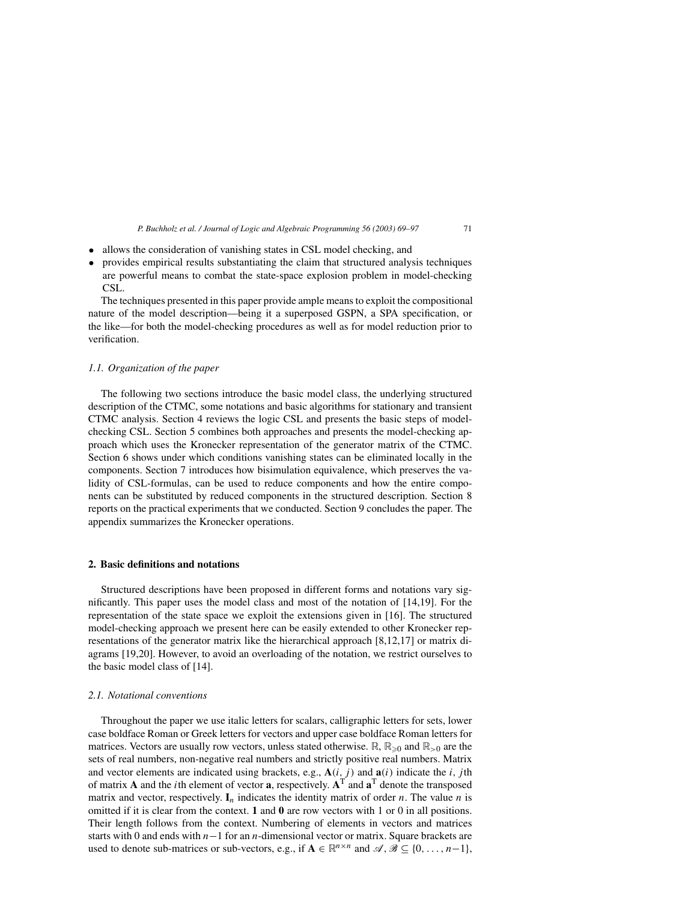- allows the consideration of vanishing states in CSL model checking, and
- provides empirical results substantiating the claim that structured analysis techniques are powerful means to combat the state-space explosion problem in model-checking CSL.

The techniques presented in this paper provide ample means to exploit the compositional nature of the model description—being it a superposed GSPN, a SPA specification, or the like—for both the model-checking procedures as well as for model reduction prior to verification.

### 1.1. Organization of the paper

The following two sections introduce the basic model class, the underlying structured description of the CTMC, some notations and basic algorithms for stationary and transient CTMC analysis. Section 4 reviews the logic CSL and presents the basic steps of model-checking CSL. Section 5 combines both approaches and presents the model-checking approach which uses the Kronecker representation of the generator matrix of the CTMC. Section 6 shows under which conditions vanishing states can be eliminated locally in the components. Section 7 introduces how bisimulation equivalence, which preserves the validity of CSL-formulas, can be used to reduce components and how the entire components can be substituted by reduced components in the structured description. Section 8 reports on the practical experiments that we conducted. Section 9 concludes the paper. The appendix summarizes the Kronecker operations.

## 2. Basic definitions and notations

Structured descriptions have been proposed in different forms and notations vary significantly. This paper uses the model class and most of the notation of [14,19]. For the representation of the state space we exploit the extensions given in [16]. The structured model-checking approach we present here can be easily extended to other Kronecker representations of the generator matrix like the hierarchical approach [8,12,17] or matrix diagrams [19,20]. However, to avoid an overloading of the notation, we restrict ourselves to the basic model class of [14].

### 2.1. Notational conventions

Throughout the paper we use italic letters for scalars, calligraphic letters for sets, lower case boldface Roman or Greek letters for vectors and upper case boldface Roman letters for matrices. Vectors are usually row vectors, unless stated otherwise. $\mathbb{R}$, $\mathbb{R}_{\geqslant 0}$ and $\mathbb{R}_{>0}$ are the sets of real numbers, non-negative real numbers and strictly positive real numbers. Matrix and vector elements are indicated using brackets, e.g., $\mathbf{A}(i, j)$ and $\mathbf{a}(i)$ indicate the $i$, $j$th of matrix $\mathbf{A}$ and the $i$th element of vector $\mathbf{a}$, respectively. $\mathbf{A}^{\mathrm{T}}$ and $\mathbf{a}^{\mathrm{T}}$ denote the transposed matrix and vector, respectively. $\mathbf{I}_n$ indicates the identity matrix of order $n$. The value $n$ is omitted if it is clear from the context. $\mathbf{1}$ and $\mathbf{0}$ are row vectors with 1 or 0 in all positions. Their length follows from the context. Numbering of elements in vectors and matrices starts with 0 and ends with $n-1$ for an $n$-dimensional vector or matrix. Square brackets are used to denote sub-matrices or sub-vectors, e.g., if $\mathbf{A} \in \mathbb{R}^{n\times n}$ and $\mathscr{A}, \mathscr{B} \subseteq \{0, \ldots, n-1\}$,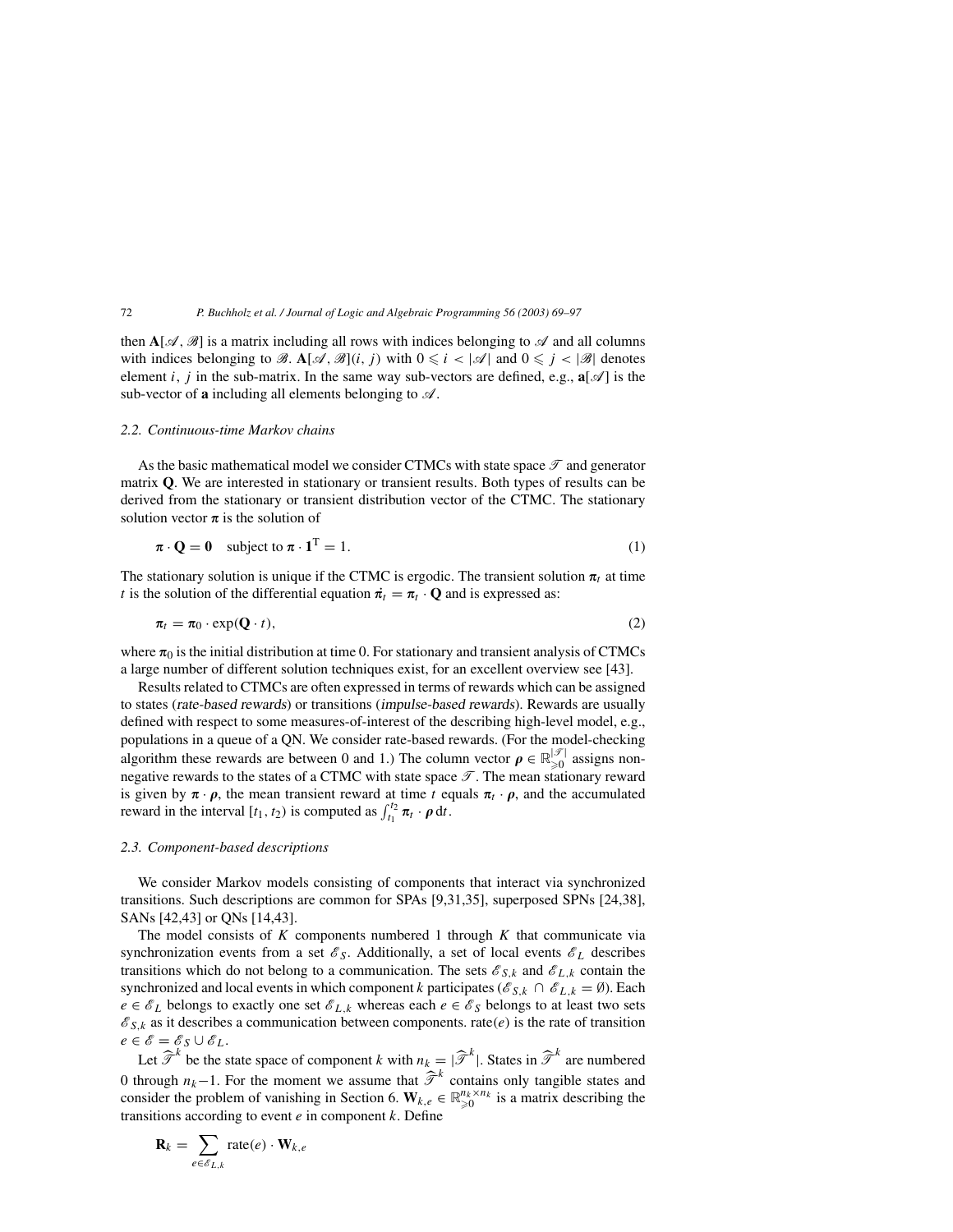then $\mathbf{A}[\mathscr{A}, \mathscr{B}]$ is a matrix including all rows with indices belonging to $\mathscr{A}$ and all columns with indices belonging to $\mathscr{B}$. $\mathbf{A}[\mathscr{A}, \mathscr{B}](i, j)$ with $0 \leqslant i < |\mathscr{A}|$ and $0 \leqslant j < |\mathscr{B}|$ denotes element $i$, $j$ in the sub-matrix. In the same way sub-vectors are defined, e.g., $\mathbf{a}[\mathscr{A}]$ is the sub-vector of $\mathbf{a}$ including all elements belonging to $\mathscr{A}$.

### 2.2. Continuous-time Markov chains

As the basic mathematical model we consider CTMCs with state space $\mathscr{T}$ and generator matrix $\mathbf{Q}$. We are interested in stationary or transient results. Both types of results can be derived from the stationary or transient distribution vector of the CTMC. The stationary solution vector $\boldsymbol{\pi}$ is the solution of

$$\boldsymbol{\pi} \cdot \mathbf{Q} = \mathbf{0} \quad \text{subject to } \boldsymbol{\pi} \cdot \mathbf{1}^{\mathrm{T}} = 1. \tag{1}$$

The stationary solution is unique if the CTMC is ergodic. The transient solution $\boldsymbol{\pi}_t$ at time $t$ is the solution of the differential equation $\dot{\boldsymbol{\pi}}_t = \boldsymbol{\pi}_t \cdot \mathbf{Q}$ and is expressed as:

$$\boldsymbol{\pi}_t = \boldsymbol{\pi}_0 \cdot \exp(\mathbf{Q} \cdot t), \tag{2}$$

where $\boldsymbol{\pi}_0$ is the initial distribution at time 0. For stationary and transient analysis of CTMCs a large number of different solution techniques exist, for an excellent overview see [43].

Results related to CTMCs are often expressed in terms of rewards which can be assigned to states (*rate-based rewards*) or transitions (*impulse-based rewards*). Rewards are usually defined with respect to some measures-of-interest of the describing high-level model, e.g., populations in a queue of a QN. We consider rate-based rewards. (For the model-checking algorithm these rewards are between 0 and 1.) The column vector $\boldsymbol{\rho} \in \mathbb{R}_{\geqslant 0}^{|\mathscr{T}|}$ assigns non-negative rewards to the states of a CTMC with state space $\mathscr{T}$. The mean stationary reward is given by $\boldsymbol{\pi} \cdot \boldsymbol{\rho}$, the mean transient reward at time $t$ equals $\boldsymbol{\pi}_t \cdot \boldsymbol{\rho}$, and the accumulated reward in the interval $[t_1, t_2)$ is computed as $\int_{t_1}^{t_2} \boldsymbol{\pi}_t \cdot \boldsymbol{\rho} \, \mathrm{d}t$.

### 2.3. Component-based descriptions

We consider Markov models consisting of components that interact via synchronized transitions. Such descriptions are common for SPAs [9,31,35], superposed SPNs [24,38], SANs [42,43] or QNs [14,43].

The model consists of $K$ components numbered 1 through $K$ that communicate via synchronization events from a set $\mathscr{E}_S$. Additionally, a set of local events $\mathscr{E}_L$ describes transitions which do not belong to a communication. The sets $\mathscr{E}_{S,k}$ and $\mathscr{E}_{L,k}$ contain the synchronized and local events in which component $k$ participates ($\mathscr{E}_{S,k} \cap \mathscr{E}_{L,k} = \emptyset$). Each $e \in \mathscr{E}_L$ belongs to exactly one set $\mathscr{E}_{L,k}$ whereas each $e \in \mathscr{E}_S$ belongs to at least two sets $\mathscr{E}_{S,k}$ as it describes a communication between components. $\text{rate}(e)$ is the rate of transition $e \in \mathscr{E} = \mathscr{E}_S \cup \mathscr{E}_L$.

Let $\widehat{\mathscr{T}}^k$ be the state space of component $k$ with $n_k = |\widehat{\mathscr{T}}^k|$. States in $\widehat{\mathscr{T}}^k$ are numbered 0 through $n_k - 1$. For the moment we assume that $\widehat{\mathscr{T}}^k$ contains only tangible states and consider the problem of vanishing in Section 6. $\mathbf{W}_{k,e} \in \mathbb{R}_{\geqslant 0}^{n_k \times n_k}$ is a matrix describing the transitions according to event $e$ in component $k$. Define

$$\mathbf{R}_k = \sum_{e \in \mathscr{E}_{L,k}} \text{rate}(e) \cdot \mathbf{W}_{k,e}$$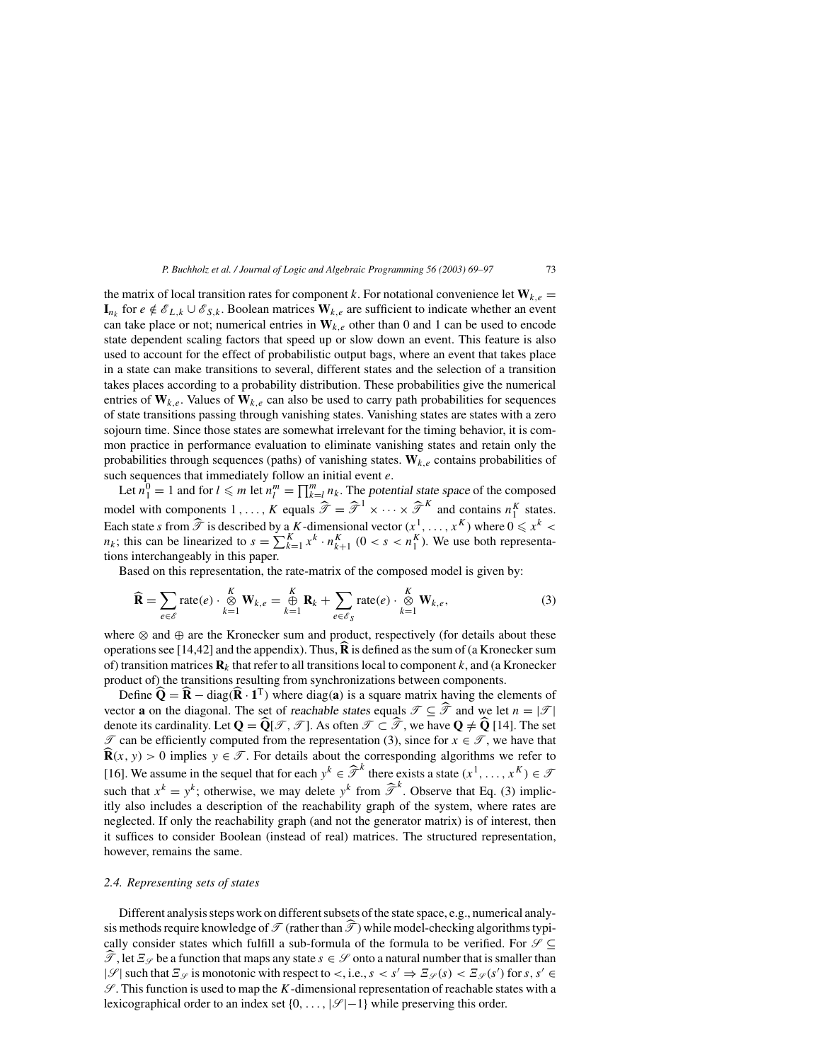the matrix of local transition rates for component $k$. For notational convenience let $\mathbf{W}_{k,e} = \mathbf{I}_{n_k}$ for $e \notin \mathscr{E}_{L,k} \cup \mathscr{E}_{S,k}$. Boolean matrices $\mathbf{W}_{k,e}$ are sufficient to indicate whether an event can take place or not; numerical entries in $\mathbf{W}_{k,e}$ other than 0 and 1 can be used to encode state dependent scaling factors that speed up or slow down an event. This feature is also used to account for the effect of probabilistic output bags, where an event that takes place in a state can make transitions to several, different states and the selection of a transition takes places according to a probability distribution. These probabilities give the numerical entries of $\mathbf{W}_{k,e}$. Values of $\mathbf{W}_{k,e}$ can also be used to carry path probabilities for sequences of state transitions passing through vanishing states. Vanishing states are states with a zero sojourn time. Since those states are somewhat irrelevant for the timing behavior, it is common practice in performance evaluation to eliminate vanishing states and retain only the probabilities through sequences (paths) of vanishing states. $\mathbf{W}_{k,e}$ contains probabilities of such sequences that immediately follow an initial event $e$.

Let $n_1^0 = 1$ and for $l \leqslant m$ let $n_l^m = \prod_{k=l}^{m} n_k$. The *potential state space* of the composed model with components $1, \ldots, K$ equals $\widehat{\mathscr{T}} = \widehat{\mathscr{T}}^1 \times \cdots \times \widehat{\mathscr{T}}^K$ and contains $n_1^K$ states. Each state $s$ from $\widehat{\mathscr{T}}$ is described by a $K$-dimensional vector $(x^1, \ldots, x^K)$ where $0 \leqslant x^k < n_k$; this can be linearized to $s = \sum_{k=1}^{K} x^k \cdot n_{k+1}^K$ $(0 < s < n_1^K)$. We use both representations interchangeably in this paper.

Based on this representation, the rate-matrix of the composed model is given by:

$$\widehat{\mathbf{R}} = \sum_{e \in \mathscr{E}} \text{rate}(e) \cdot \bigotimes_{k=1}^{K} \mathbf{W}_{k,e} = \bigoplus_{k=1}^{K} \mathbf{R}_k + \sum_{e \in \mathscr{E}_S} \text{rate}(e) \cdot \bigotimes_{k=1}^{K} \mathbf{W}_{k,e}, \tag{3}$$

where $\otimes$ and $\oplus$ are the Kronecker sum and product, respectively (for details about these operations see [14,42] and the appendix). Thus, $\widehat{\mathbf{R}}$ is defined as the sum of (a Kronecker sum of) transition matrices $\mathbf{R}_k$ that refer to all transitions local to component $k$, and (a Kronecker product of) the transitions resulting from synchronizations between components.

Define $\widehat{\mathbf{Q}} = \widehat{\mathbf{R}} - \text{diag}(\widehat{\mathbf{R}} \cdot \mathbf{1}^{\text{T}})$ where diag($\mathbf{a}$) is a square matrix having the elements of vector $\mathbf{a}$ on the diagonal. The set of *reachable states* equals $\mathscr{T} \subseteq \widehat{\mathscr{T}}$ and we let $n = |\mathscr{T}|$ denote its cardinality. Let $\mathbf{Q} = \widehat{\mathbf{Q}}[\mathscr{T}, \mathscr{T}]$. As often $\mathscr{T} \subset \widehat{\mathscr{T}}$, we have $\mathbf{Q} \neq \widehat{\mathbf{Q}}$ [14]. The set $\mathscr{T}$ can be efficiently computed from the representation (3), since for $x \in \mathscr{T}$, we have that $\widehat{\mathbf{R}}(x, y) > 0$ implies $y \in \mathscr{T}$. For details about the corresponding algorithms we refer to [16]. We assume in the sequel that for each $y^k \in \widehat{\mathscr{T}}^k$ there exists a state $(x^1, \ldots, x^K) \in \mathscr{T}$ such that $x^k = y^k$; otherwise, we may delete $y^k$ from $\widehat{\mathscr{T}}^k$. Observe that Eq. (3) implicitly also includes a description of the reachability graph of the system, where rates are neglected. If only the reachability graph (and not the generator matrix) is of interest, then it suffices to consider Boolean (instead of real) matrices. The structured representation, however, remains the same.

### 2.4. Representing sets of states

Different analysis steps work on different subsets of the state space, e.g., numerical analysis methods require knowledge of $\mathscr{T}$ (rather than $\widehat{\mathscr{T}}$) while model-checking algorithms typically consider states which fulfill a sub-formula of the formula to be verified. For $\mathscr{S} \subseteq \widehat{\mathscr{T}}$, let $\Xi_{\mathscr{S}}$ be a function that maps any state $s \in \mathscr{S}$ onto a natural number that is smaller than $|\mathscr{S}|$ such that $\Xi_{\mathscr{S}}$ is monotonic with respect to $<$, i.e., $s < s' \Rightarrow \Xi_{\mathscr{S}}(s) < \Xi_{\mathscr{S}}(s')$ for $s, s' \in \mathscr{S}$. This function is used to map the $K$-dimensional representation of reachable states with a lexicographical order to an index set $\{0, \ldots, |\mathscr{S}|-1\}$ while preserving this order.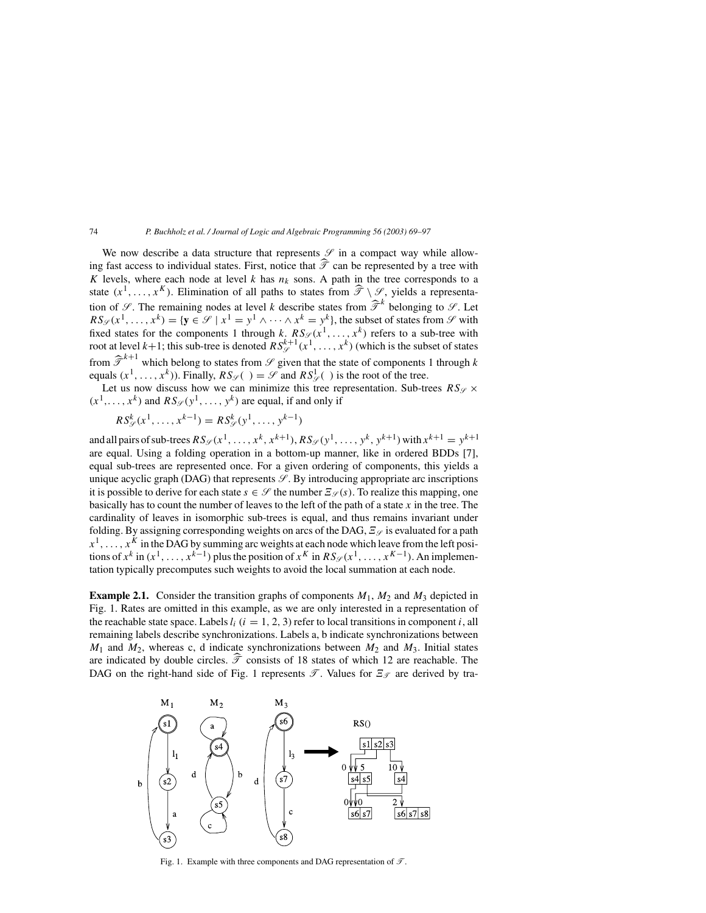We now describe a data structure that represents $\mathscr{S}$ in a compact way while allowing fast access to individual states. First, notice that $\widehat{\mathscr{T}}$ can be represented by a tree with $K$ levels, where each node at level $k$ has $n_k$ sons. A path in the tree corresponds to a state $(x^1, \ldots, x^K)$. Elimination of all paths to states from $\widehat{\mathscr{T}} \setminus \mathscr{S}$, yields a representation of $\mathscr{S}$. The remaining nodes at level $k$ describe states from $\widehat{\mathscr{T}}^k$ belonging to $\mathscr{S}$. Let $RS_{\mathscr{S}}(x^1, \ldots, x^k) = \{\mathbf{y} \in \mathscr{S} \mid x^1 = y^1 \wedge \cdots \wedge x^k = y^k\}$, the subset of states from $\mathscr{S}$ with fixed states for the components 1 through $k$. $RS_{\mathscr{S}}(x^1, \ldots, x^k)$ refers to a sub-tree with root at level $k+1$; this sub-tree is denoted $RS_{\mathscr{S}}^{k+1}(x^1, \ldots, x^k)$ (which is the subset of states from $\widehat{\mathscr{T}}^{k+1}$ which belong to states from $\mathscr{S}$ given that the state of components 1 through $k$ equals $(x^1, \ldots, x^k)$). Finally, $RS_{\mathscr{S}}(\,) = \mathscr{S}$ and $RS_{\mathscr{S}}^1(\,)$ is the root of the tree.

Let us now discuss how we can minimize this tree representation. Sub-trees $RS_{\mathscr{S}} \times (x^1, \ldots, x^k)$ and $RS_{\mathscr{S}}(y^1, \ldots, y^k)$ are equal, if and only if

$$RS_{\mathscr{S}}^k(x^1, \ldots, x^{k-1}) = RS_{\mathscr{S}}^k(y^1, \ldots, y^{k-1})$$

and all pairs of sub-trees $RS_{\mathscr{S}}(x^1, \ldots, x^k, x^{k+1}), RS_{\mathscr{S}}(y^1, \ldots, y^k, y^{k+1})$ with $x^{k+1} = y^{k+1}$ are equal. Using a folding operation in a bottom-up manner, like in ordered BDDs [7], equal sub-trees are represented once. For a given ordering of components, this yields a unique acyclic graph (DAG) that represents $\mathscr{S}$. By introducing appropriate arc inscriptions it is possible to derive for each state $s \in \mathscr{S}$ the number $\Xi_{\mathscr{S}}(s)$. To realize this mapping, one basically has to count the number of leaves to the left of the path of a state $x$ in the tree. The cardinality of leaves in isomorphic sub-trees is equal, and thus remains invariant under folding. By assigning corresponding weights on arcs of the DAG, $\Xi_{\mathscr{S}}$ is evaluated for a path $x^1, \ldots, x^K$ in the DAG by summing arc weights at each node which leave from the left positions of $x^k$ in $(x^1, \ldots, x^{k-1})$ plus the position of $x^K$ in $RS_{\mathscr{S}}(x^1, \ldots, x^{K-1})$. An implementation typically precomputes such weights to avoid the local summation at each node.

**Example 2.1.** Consider the transition graphs of components $M_1$, $M_2$ and $M_3$ depicted in Fig. 1. Rates are omitted in this example, as we are only interested in a representation of the reachable state space. Labels $l_i$ $(i = 1, 2, 3)$ refer to local transitions in component $i$, all remaining labels describe synchronizations. Labels a, b indicate synchronizations between $M_1$ and $M_2$, whereas c, d indicate synchronizations between $M_2$ and $M_3$. Initial states are indicated by double circles. $\widehat{\mathscr{T}}$ consists of 18 states of which 12 are reachable. The DAG on the right-hand side of Fig. 1 represents $\mathscr{T}$. Values for $\Xi_{\mathscr{T}}$ are derived by tra-

Fig. 1. Example with three components and DAG representation of $\mathscr{T}$.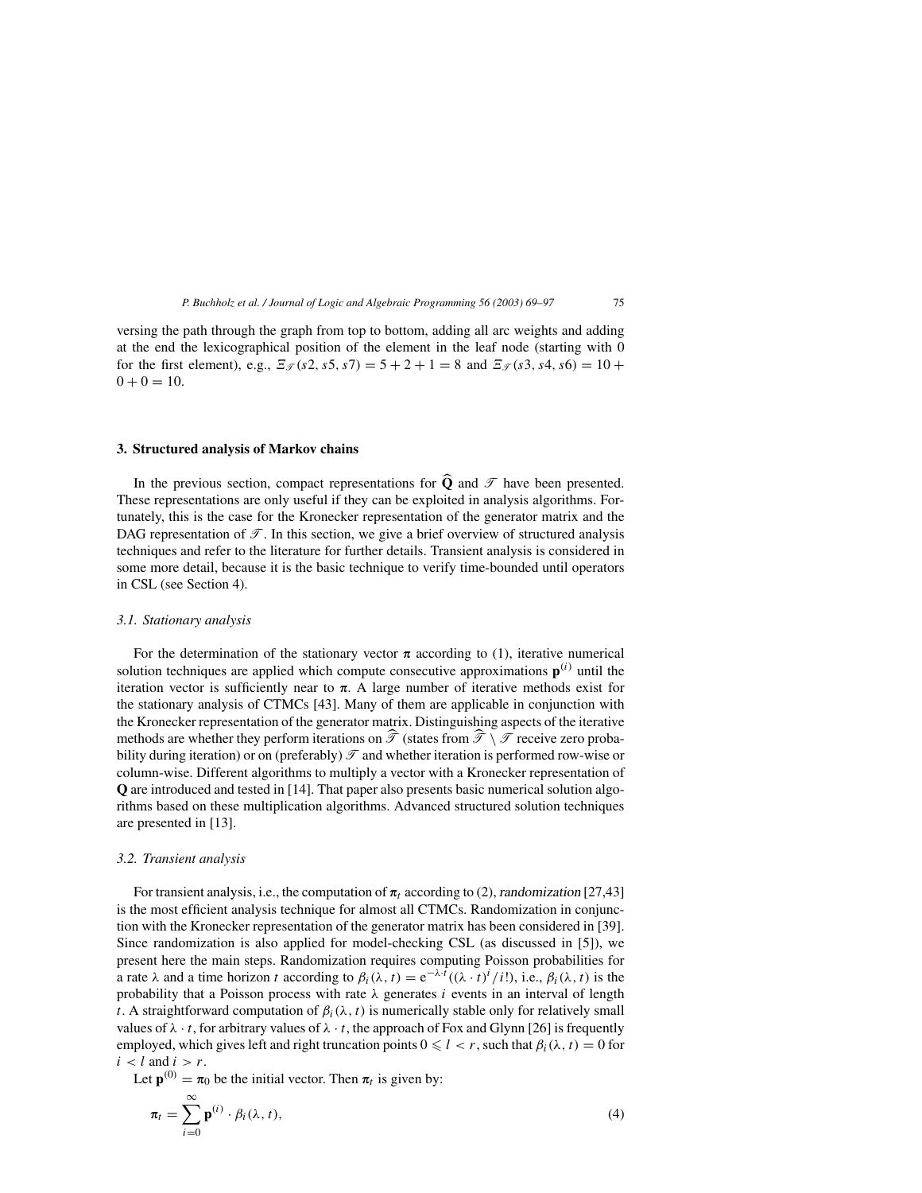versing the path through the graph from top to bottom, adding all arc weights and adding at the end the lexicographical position of the element in the leaf node (starting with 0 for the first element), e.g., $\Xi_{\mathscr{T}}(s2, s5, s7) = 5 + 2 + 1 = 8$ and $\Xi_{\mathscr{T}}(s3, s4, s6) = 10 + 0 + 0 = 10$.

## 3. Structured analysis of Markov chains

In the previous section, compact representations for $\widehat{\mathbf{Q}}$ and $\mathscr{T}$ have been presented. These representations are only useful if they can be exploited in analysis algorithms. Fortunately, this is the case for the Kronecker representation of the generator matrix and the DAG representation of $\mathscr{T}$. In this section, we give a brief overview of structured analysis techniques and refer to the literature for further details. Transient analysis is considered in some more detail, because it is the basic technique to verify time-bounded until operators in CSL (see Section 4).

### 3.1. Stationary analysis

For the determination of the stationary vector $\boldsymbol{\pi}$ according to (1), iterative numerical solution techniques are applied which compute consecutive approximations $\mathbf{p}^{(i)}$ until the iteration vector is sufficiently near to $\boldsymbol{\pi}$. A large number of iterative methods exist for the stationary analysis of CTMCs [43]. Many of them are applicable in conjunction with the Kronecker representation of the generator matrix. Distinguishing aspects of the iterative methods are whether they perform iterations on $\widehat{\mathscr{T}}$ (states from $\widehat{\mathscr{T}} \setminus \mathscr{T}$ receive zero probability during iteration) or on (preferably) $\mathscr{T}$ and whether iteration is performed row-wise or column-wise. Different algorithms to multiply a vector with a Kronecker representation of $\mathbf{Q}$ are introduced and tested in [14]. That paper also presents basic numerical solution algorithms based on these multiplication algorithms. Advanced structured solution techniques are presented in [13].

### 3.2. Transient analysis

For transient analysis, i.e., the computation of $\boldsymbol{\pi}_t$ according to (2), *randomization* [27,43] is the most efficient analysis technique for almost all CTMCs. Randomization in conjunction with the Kronecker representation of the generator matrix has been considered in [39]. Since randomization is also applied for model-checking CSL (as discussed in [5]), we present here the main steps. Randomization requires computing Poisson probabilities for a rate $\lambda$ and a time horizon $t$ according to $\beta_i(\lambda, t) = \mathrm{e}^{-\lambda \cdot t}((\lambda \cdot t)^i / i!)$, i.e., $\beta_i(\lambda, t)$ is the probability that a Poisson process with rate $\lambda$ generates $i$ events in an interval of length $t$. A straightforward computation of $\beta_i(\lambda, t)$ is numerically stable only for relatively small values of $\lambda \cdot t$, for arbitrary values of $\lambda \cdot t$, the approach of Fox and Glynn [26] is frequently employed, which gives left and right truncation points $0 \leqslant l < r$, such that $\beta_i(\lambda, t) = 0$ for $i < l$ and $i > r$.

Let $\mathbf{p}^{(0)} = \boldsymbol{\pi}_0$ be the initial vector. Then $\boldsymbol{\pi}_t$ is given by:

$$\boldsymbol{\pi}_t = \sum_{i=0}^{\infty} \mathbf{p}^{(i)} \cdot \beta_i(\lambda, t), \tag{4}$$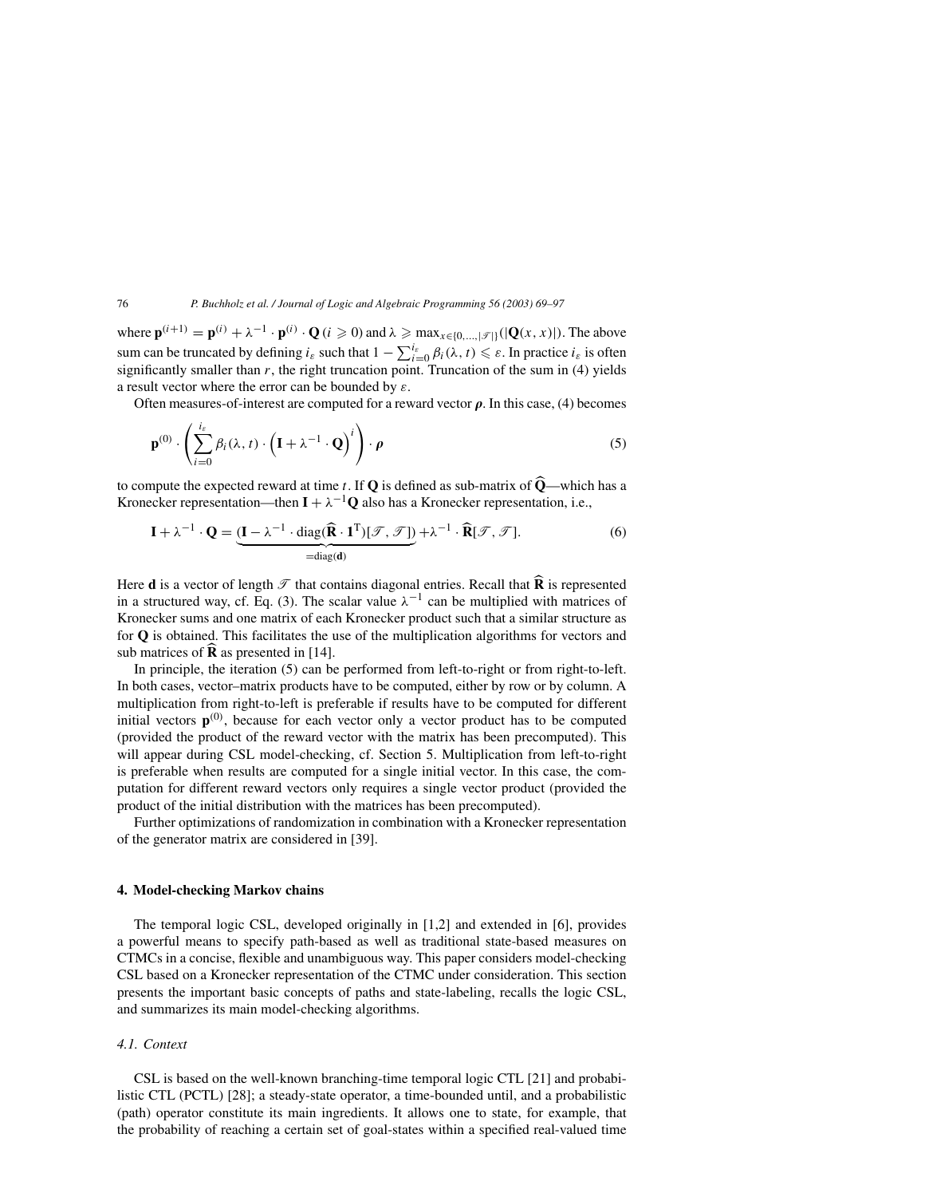where $\mathbf{p}^{(i+1)} = \mathbf{p}^{(i)} + \lambda^{-1} \cdot \mathbf{p}^{(i)} \cdot \mathbf{Q}\,(i \geqslant 0)$ and $\lambda \geqslant \max_{x \in \{0,\ldots,|\mathscr{T}|\}}(|\mathbf{Q}(x,x)|)$. The above sum can be truncated by defining $i_\varepsilon$ such that $1 - \sum_{i=0}^{i_\varepsilon} \beta_i(\lambda, t) \leqslant \varepsilon$. In practice $i_\varepsilon$ is often significantly smaller than $r$, the right truncation point. Truncation of the sum in (4) yields a result vector where the error can be bounded by $\varepsilon$.

Often measures-of-interest are computed for a reward vector $\boldsymbol{\rho}$. In this case, (4) becomes

$$\mathbf{p}^{(0)} \cdot \left( \sum_{i=0}^{i_\varepsilon} \beta_i(\lambda, t) \cdot \left( \mathbf{I} + \lambda^{-1} \cdot \mathbf{Q} \right)^i \right) \cdot \boldsymbol{\rho} \tag{5}$$

to compute the expected reward at time $t$. If $\mathbf{Q}$ is defined as sub-matrix of $\widehat{\mathbf{Q}}$—which has a Kronecker representation—then $\mathbf{I} + \lambda^{-1}\mathbf{Q}$ also has a Kronecker representation, i.e.,

$$\mathbf{I} + \lambda^{-1} \cdot \mathbf{Q} = \underbrace{(\mathbf{I} - \lambda^{-1} \cdot \mathrm{diag}(\widehat{\mathbf{R}} \cdot \mathbf{1}^{\mathrm{T}})[\mathscr{T}, \mathscr{T}])}_{=\mathrm{diag}(\mathbf{d})} + \lambda^{-1} \cdot \widehat{\mathbf{R}}[\mathscr{T}, \mathscr{T}]. \tag{6}$$

Here $\mathbf{d}$ is a vector of length $\mathscr{T}$ that contains diagonal entries. Recall that $\widehat{\mathbf{R}}$ is represented in a structured way, cf. Eq. (3). The scalar value $\lambda^{-1}$ can be multiplied with matrices of Kronecker sums and one matrix of each Kronecker product such that a similar structure as for $\mathbf{Q}$ is obtained. This facilitates the use of the multiplication algorithms for vectors and sub matrices of $\widehat{\mathbf{R}}$ as presented in [14].

In principle, the iteration (5) can be performed from left-to-right or from right-to-left. In both cases, vector–matrix products have to be computed, either by row or by column. A multiplication from right-to-left is preferable if results have to be computed for different initial vectors $\mathbf{p}^{(0)}$, because for each vector only a vector product has to be computed (provided the product of the reward vector with the matrix has been precomputed). This will appear during CSL model-checking, cf. Section 5. Multiplication from left-to-right is preferable when results are computed for a single initial vector. In this case, the computation for different reward vectors only requires a single vector product (provided the product of the initial distribution with the matrices has been precomputed).

Further optimizations of randomization in combination with a Kronecker representation of the generator matrix are considered in [39].

## 4. Model-checking Markov chains

The temporal logic CSL, developed originally in [1,2] and extended in [6], provides a powerful means to specify path-based as well as traditional state-based measures on CTMCs in a concise, flexible and unambiguous way. This paper considers model-checking CSL based on a Kronecker representation of the CTMC under consideration. This section presents the important basic concepts of paths and state-labeling, recalls the logic CSL, and summarizes its main model-checking algorithms.

### *4.1. Context*

CSL is based on the well-known branching-time temporal logic CTL [21] and probabilistic CTL (PCTL) [28]; a steady-state operator, a time-bounded until, and a probabilistic (path) operator constitute its main ingredients. It allows one to state, for example, that the probability of reaching a certain set of goal-states within a specified real-valued time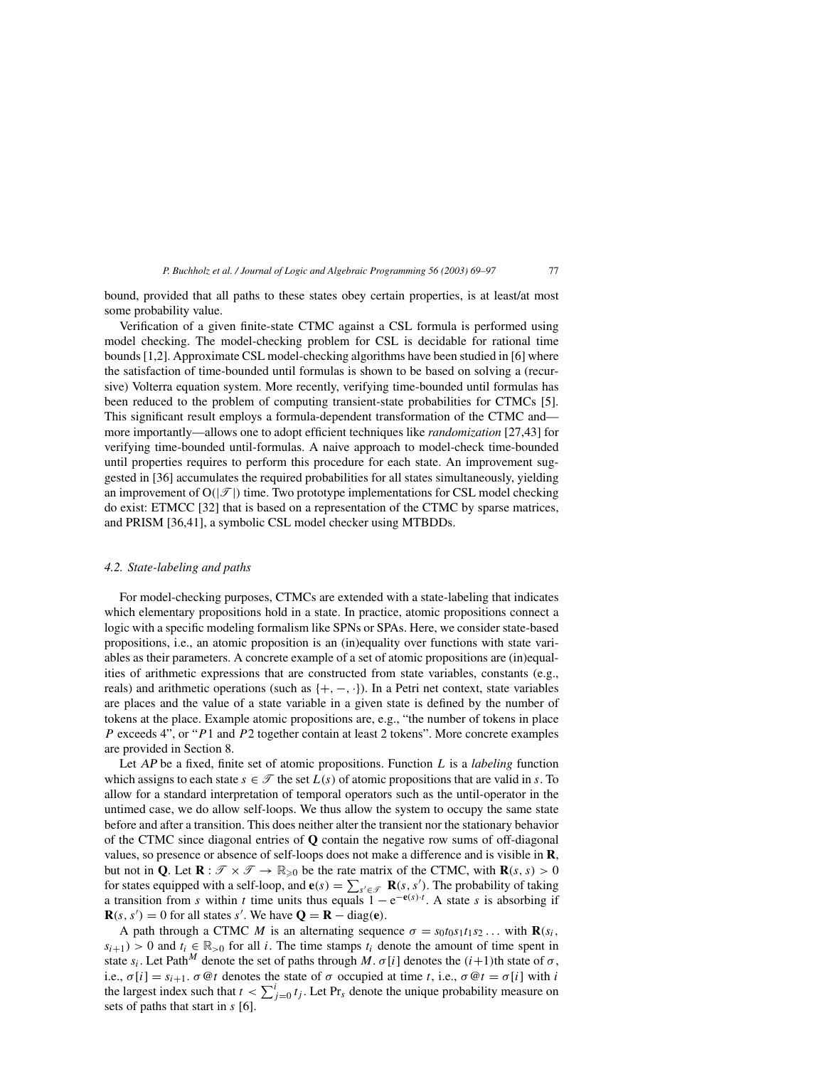bound, provided that all paths to these states obey certain properties, is at least/at most some probability value.

Verification of a given finite-state CTMC against a CSL formula is performed using model checking. The model-checking problem for CSL is decidable for rational time bounds [1,2]. Approximate CSL model-checking algorithms have been studied in [6] where the satisfaction of time-bounded until formulas is shown to be based on solving a (recursive) Volterra equation system. More recently, verifying time-bounded until formulas has been reduced to the problem of computing transient-state probabilities for CTMCs [5]. This significant result employs a formula-dependent transformation of the CTMC and—more importantly—allows one to adopt efficient techniques like *randomization* [27,43] for verifying time-bounded until-formulas. A naive approach to model-check time-bounded until properties requires to perform this procedure for each state. An improvement suggested in [36] accumulates the required probabilities for all states simultaneously, yielding an improvement of $O(|\mathscr{T}|)$ time. Two prototype implementations for CSL model checking do exist: ETMCC [32] that is based on a representation of the CTMC by sparse matrices, and PRISM [36,41], a symbolic CSL model checker using MTBDDs.

### 4.2. State-labeling and paths

For model-checking purposes, CTMCs are extended with a state-labeling that indicates which elementary propositions hold in a state. In practice, atomic propositions connect a logic with a specific modeling formalism like SPNs or SPAs. Here, we consider state-based propositions, i.e., an atomic proposition is an (in)equality over functions with state variables as their parameters. A concrete example of a set of atomic propositions are (in)equalities of arithmetic expressions that are constructed from state variables, constants (e.g., reals) and arithmetic operations (such as $\{+, -, \cdot\}$). In a Petri net context, state variables are places and the value of a state variable in a given state is defined by the number of tokens at the place. Example atomic propositions are, e.g., "the number of tokens in place $P$ exceeds 4", or "$P1$ and $P2$ together contain at least 2 tokens". More concrete examples are provided in Section 8.

Let $AP$ be a fixed, finite set of atomic propositions. Function $L$ is a *labeling* function which assigns to each state $s \in \mathscr{T}$ the set $L(s)$ of atomic propositions that are valid in $s$. To allow for a standard interpretation of temporal operators such as the until-operator in the untimed case, we do allow self-loops. We thus allow the system to occupy the same state before and after a transition. This does neither alter the transient nor the stationary behavior of the CTMC since diagonal entries of $\mathbf{Q}$ contain the negative row sums of off-diagonal values, so presence or absence of self-loops does not make a difference and is visible in $\mathbf{R}$, but not in $\mathbf{Q}$. Let $\mathbf{R} : \mathscr{T} \times \mathscr{T} \to \mathbb{R}_{\geqslant 0}$ be the rate matrix of the CTMC, with $\mathbf{R}(s, s) > 0$ for states equipped with a self-loop, and $\mathbf{e}(s) = \sum_{s' \in \mathscr{T}} \mathbf{R}(s, s')$. The probability of taking a transition from $s$ within $t$ time units thus equals $1 - \mathrm{e}^{-\mathbf{e}(s) \cdot t}$. A state $s$ is absorbing if $\mathbf{R}(s, s') = 0$ for all states $s'$. We have $\mathbf{Q} = \mathbf{R} - \mathrm{diag}(\mathbf{e})$.

A path through a CTMC $M$ is an alternating sequence $\sigma = s_0 t_0 s_1 t_1 s_2 \ldots$ with $\mathbf{R}(s_i, s_{i+1}) > 0$ and $t_i \in \mathbb{R}_{>0}$ for all $i$. The time stamps $t_i$ denote the amount of time spent in state $s_i$. Let $\mathrm{Path}^M$ denote the set of paths through $M$. $\sigma[i]$ denotes the $(i+1)$th state of $\sigma$, i.e., $\sigma[i] = s_{i+1}$. $\sigma@t$ denotes the state of $\sigma$ occupied at time $t$, i.e., $\sigma@t = \sigma[i]$ with $i$ the largest index such that $t < \sum_{j=0}^{i} t_j$. Let $\Pr_s$ denote the unique probability measure on sets of paths that start in $s$ [6].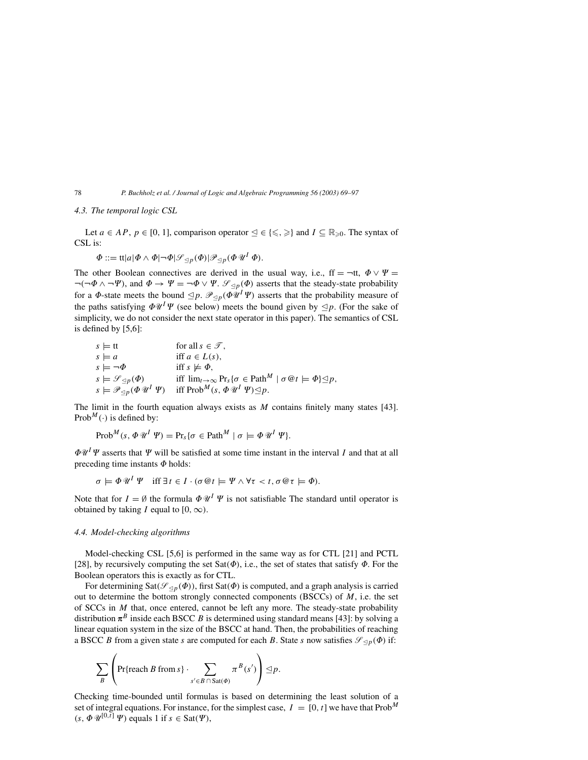### 4.3. The temporal logic CSL

Let $a \in AP$, $p \in [0, 1]$, comparison operator $\trianglelefteq \in \{\leqslant, \geqslant\}$ and $I \subseteq \mathbb{R}_{\geqslant 0}$. The syntax of CSL is:

$$\Phi ::= \mathrm{tt} | a | \Phi \wedge \Phi | \neg\Phi | \mathscr{S}_{\trianglelefteq p}(\Phi) | \mathscr{P}_{\trianglelefteq p}(\Phi\, \mathscr{U}^I\, \Phi).$$

The other Boolean connectives are derived in the usual way, i.e., $\mathrm{ff} = \neg\mathrm{tt}$, $\Phi \vee \Psi = \neg(\neg\Phi \wedge \neg\Psi)$, and $\Phi \rightarrow \Psi = \neg\Phi \vee \Psi$. $\mathscr{S}_{\trianglelefteq p}(\Phi)$ asserts that the steady-state probability for a $\Phi$-state meets the bound $\trianglelefteq p$. $\mathscr{P}_{\trianglelefteq p}(\Phi \mathscr{U}^I \Psi)$ asserts that the probability measure of the paths satisfying $\Phi \mathscr{U}^I \Psi$ (see below) meets the bound given by $\trianglelefteq p$. (For the sake of simplicity, we do not consider the next state operator in this paper). The semantics of CSL is defined by [5,6]:

$$
\begin{array}{ll}
s \models \mathrm{tt} & \text{for all } s \in \mathscr{T}, \\
s \models a & \text{iff } a \in L(s), \\
s \models \neg\Phi & \text{iff } s \not\models \Phi, \\
s \models \mathscr{S}_{\trianglelefteq p}(\Phi) & \text{iff } \lim_{t\to\infty} \Pr_s\{\sigma \in \mathrm{Path}^M \mid \sigma @ t \models \Phi\} \trianglelefteq p, \\
s \models \mathscr{P}_{\trianglelefteq p}(\Phi\, \mathscr{U}^I\, \Psi) & \text{iff } \mathrm{Prob}^M(s, \Phi\, \mathscr{U}^I\, \Psi) \trianglelefteq p.
\end{array}
$$

The limit in the fourth equation always exists as $M$ contains finitely many states [43]. $\mathrm{Prob}^M(\cdot)$ is defined by:

$$\mathrm{Prob}^M(s, \Phi\, \mathscr{U}^I\, \Psi) = \Pr_s\{\sigma \in \mathrm{Path}^M \mid \sigma \models \Phi\, \mathscr{U}^I\, \Psi\}.$$

$\Phi \mathscr{U}^I \Psi$ asserts that $\Psi$ will be satisfied at some time instant in the interval $I$ and that at all preceding time instants $\Phi$ holds:

$$\sigma \models \Phi\, \mathscr{U}^I\, \Psi \quad \text{iff } \exists\, t \in I \cdot (\sigma @ t \models \Psi \wedge \forall \tau < t, \sigma @ \tau \models \Phi).$$

Note that for $I = \emptyset$ the formula $\Phi\, \mathscr{U}^I\, \Psi$ is not satisfiable The standard until operator is obtained by taking $I$ equal to $[0, \infty)$.

### 4.4. Model-checking algorithms

Model-checking CSL [5,6] is performed in the same way as for CTL [21] and PCTL [28], by recursively computing the set $\mathrm{Sat}(\Phi)$, i.e., the set of states that satisfy $\Phi$. For the Boolean operators this is exactly as for CTL.

For determining $\mathrm{Sat}(\mathscr{S}_{\trianglelefteq p}(\Phi))$, first $\mathrm{Sat}(\Phi)$ is computed, and a graph analysis is carried out to determine the bottom strongly connected components (BSCCs) of $M$, i.e. the set of SCCs in $M$ that, once entered, cannot be left any more. The steady-state probability distribution $\boldsymbol{\pi}^B$ inside each BSCC $B$ is determined using standard means [43]: by solving a linear equation system in the size of the BSCC at hand. Then, the probabilities of reaching a BSCC $B$ from a given state $s$ are computed for each $B$. State $s$ now satisfies $\mathscr{S}_{\trianglelefteq p}(\Phi)$ if:

$$\sum_B \left( \Pr\{\text{reach } B \text{ from } s\} \cdot \sum_{s' \in B \cap \mathrm{Sat}(\Phi)} \pi^B(s') \right) \trianglelefteq p.$$

Checking time-bounded until formulas is based on determining the least solution of a set of integral equations. For instance, for the simplest case, $I = [0, t]$ we have that $\mathrm{Prob}^M(s, \Phi\, \mathscr{U}^{[0,t]}\, \Psi)$ equals 1 if $s \in \mathrm{Sat}(\Psi)$,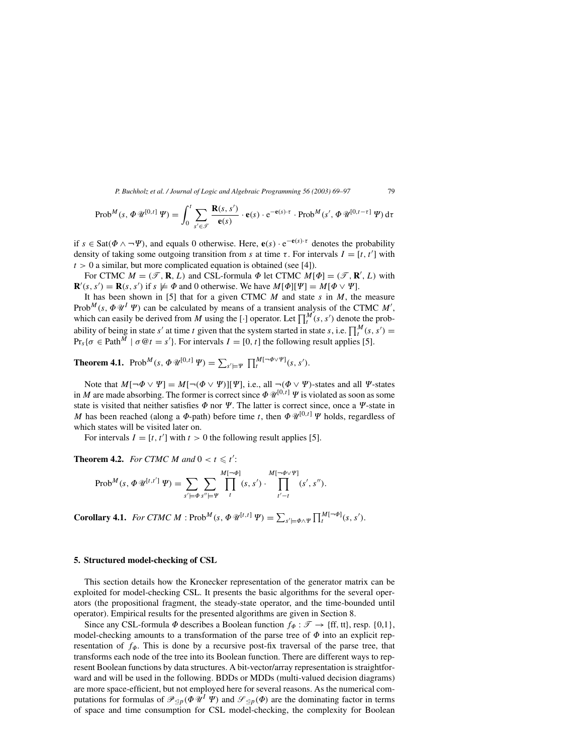$$\mathrm{Prob}^M(s, \Phi\,\mathscr{U}^{[0,t]}\,\Psi) = \int_0^t \sum_{s' \in \mathscr{T}} \frac{\mathbf{R}(s,s')}{\mathbf{e}(s)} \cdot \mathbf{e}(s) \cdot \mathrm{e}^{-\mathbf{e}(s)\cdot\tau} \cdot \mathrm{Prob}^M(s', \Phi\,\mathscr{U}^{[0,t-\tau]}\,\Psi)\,\mathrm{d}\tau$$

if $s \in \mathrm{Sat}(\Phi \wedge \neg\Psi)$, and equals 0 otherwise. Here, $\mathbf{e}(s) \cdot \mathrm{e}^{-\mathbf{e}(s)\cdot\tau}$ denotes the probability density of taking some outgoing transition from $s$ at time $\tau$. For intervals $I = [t, t']$ with $t > 0$ a similar, but more complicated equation is obtained (see [4]).

For CTMC $M = (\mathscr{T}, \mathbf{R}, L)$ and CSL-formula $\Phi$ let CTMC $M[\Phi] = (\mathscr{T}, \mathbf{R}', L)$ with $\mathbf{R}'(s,s') = \mathbf{R}(s,s')$ if $s \not\models \Phi$ and 0 otherwise. We have $M[\Phi][\Psi] = M[\Phi \vee \Psi]$.

It has been shown in [5] that for a given CTMC $M$ and state $s$ in $M$, the measure $\mathrm{Prob}^M(s, \Phi\,\mathscr{U}^I\,\Psi)$ can be calculated by means of a transient analysis of the CTMC $M'$, which can easily be derived from $M$ using the $[\cdot]$ operator. Let $\prod_t^M(s,s')$ denote the probability of being in state $s'$ at time $t$ given that the system started in state $s$, i.e. $\prod_t^M(s,s') = \Pr_s\{\sigma \in \mathrm{Path}^M \mid \sigma @ t = s'\}$. For intervals $I = [0, t]$ the following result applies [5].

**Theorem 4.1.** $\mathrm{Prob}^M(s, \Phi\,\mathscr{U}^{[0,t]}\,\Psi) = \sum_{s' \models \Psi} \prod_t^{M[\neg\Phi\vee\Psi]}(s,s')$.

Note that $M[\neg\Phi \vee \Psi] = M[\neg(\Phi \vee \Psi)][\Psi]$, i.e., all $\neg(\Phi \vee \Psi)$-states and all $\Psi$-states in $M$ are made absorbing. The former is correct since $\Phi\,\mathscr{U}^{[0,t]}\,\Psi$ is violated as soon as some state is visited that neither satisfies $\Phi$ nor $\Psi$. The latter is correct since, once a $\Psi$-state in $M$ has been reached (along a $\Phi$-path) before time $t$, then $\Phi\,\mathscr{U}^{[0,t]}\,\Psi$ holds, regardless of which states will be visited later on.

For intervals $I = [t, t']$ with $t > 0$ the following result applies [5].

**Theorem 4.2.** *For CTMC $M$ and $0 < t \leqslant t'$:*

$$\mathrm{Prob}^M(s, \Phi\,\mathscr{U}^{[t,t']}\,\Psi) = \sum_{s' \models \Phi} \sum_{s'' \models \Psi} \prod_t^{M[\neg\Phi]}(s,s') \cdot \prod_{t'-t}^{M[\neg\Phi\vee\Psi]}(s',s'').$$

**Corollary 4.1.** *For CTMC $M$* : $\mathrm{Prob}^M(s, \Phi\,\mathscr{U}^{[t,t]}\,\Psi) = \sum_{s' \models \Phi\wedge\Psi} \prod_t^{M[\neg\Phi]}(s,s')$.

## 5. Structured model-checking of CSL

This section details how the Kronecker representation of the generator matrix can be exploited for model-checking CSL. It presents the basic algorithms for the several operators (the propositional fragment, the steady-state operator, and the time-bounded until operator). Empirical results for the presented algorithms are given in Section 8.

Since any CSL-formula $\Phi$ describes a Boolean function $f_\Phi : \mathscr{T} \to \{\mathrm{ff}, \mathrm{tt}\}$, resp. $\{0,1\}$, model-checking amounts to a transformation of the parse tree of $\Phi$ into an explicit representation of $f_\Phi$. This is done by a recursive post-fix traversal of the parse tree, that transforms each node of the tree into its Boolean function. There are different ways to represent Boolean functions by data structures. A bit-vector/array representation is straightforward and will be used in the following. BDDs or MDDs (multi-valued decision diagrams) are more space-efficient, but not employed here for several reasons. As the numerical computations for formulas of $\mathscr{P}_{\trianglelefteq p}(\Phi\,\mathscr{U}^I\,\Psi)$ and $\mathscr{S}_{\trianglelefteq p}(\Phi)$ are the dominating factor in terms of space and time consumption for CSL model-checking, the complexity for Boolean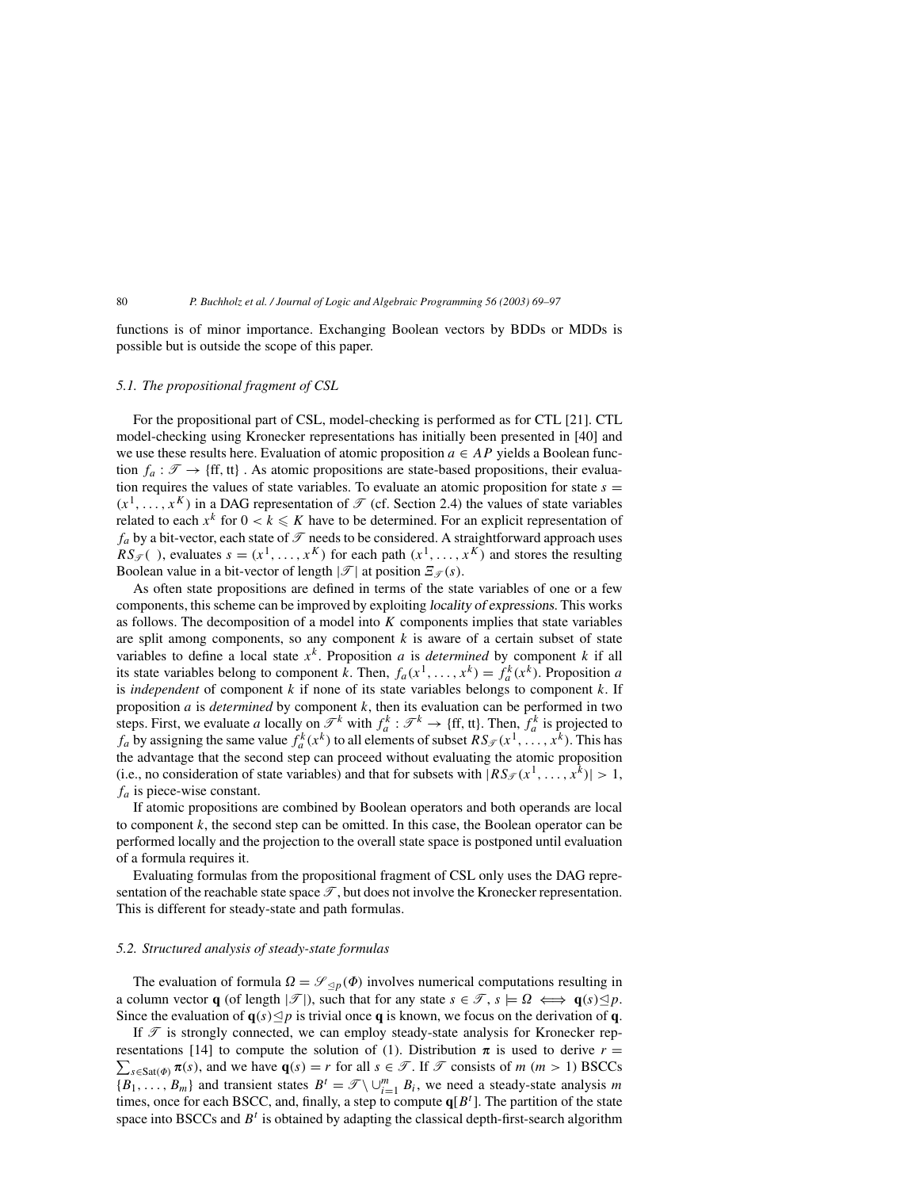functions is of minor importance. Exchanging Boolean vectors by BDDs or MDDs is possible but is outside the scope of this paper.

### 5.1. The propositional fragment of CSL

For the propositional part of CSL, model-checking is performed as for CTL [21]. CTL model-checking using Kronecker representations has initially been presented in [40] and we use these results here. Evaluation of atomic proposition $a \in AP$ yields a Boolean function $f_a : \mathscr{T} \to \{\mathrm{ff}, \mathrm{tt}\}$ . As atomic propositions are state-based propositions, their evaluation requires the values of state variables. To evaluate an atomic proposition for state $s = (x^1, \ldots, x^K)$ in a DAG representation of $\mathscr{T}$ (cf. Section 2.4) the values of state variables related to each $x^k$ for $0 < k \leqslant K$ have to be determined. For an explicit representation of $f_a$ by a bit-vector, each state of $\mathscr{T}$ needs to be considered. A straightforward approach uses $RS_{\mathscr{T}}(\,)$, evaluates $s = (x^1, \ldots, x^K)$ for each path $(x^1, \ldots, x^K)$ and stores the resulting Boolean value in a bit-vector of length $|\mathscr{T}|$ at position $\Xi_{\mathscr{T}}(s)$.

As often state propositions are defined in terms of the state variables of one or a few components, this scheme can be improved by exploiting *locality of expressions*. This works as follows. The decomposition of a model into $K$ components implies that state variables are split among components, so any component $k$ is aware of a certain subset of state variables to define a local state $x^k$. Proposition $a$ is *determined* by component $k$ if all its state variables belong to component $k$. Then, $f_a(x^1, \ldots, x^k) = f_a^k(x^k)$. Proposition $a$ is *independent* of component $k$ if none of its state variables belongs to component $k$. If proposition $a$ is *determined* by component $k$, then its evaluation can be performed in two steps. First, we evaluate $a$ locally on $\mathscr{T}^k$ with $f_a^k : \mathscr{T}^k \to \{\mathrm{ff}, \mathrm{tt}\}$. Then, $f_a^k$ is projected to $f_a$ by assigning the same value $f_a^k(x^k)$ to all elements of subset $RS_{\mathscr{T}}(x^1, \ldots, x^k)$. This has the advantage that the second step can proceed without evaluating the atomic proposition (i.e., no consideration of state variables) and that for subsets with $|RS_{\mathscr{T}}(x^1, \ldots, x^k)| > 1$, $f_a$ is piece-wise constant.

If atomic propositions are combined by Boolean operators and both operands are local to component $k$, the second step can be omitted. In this case, the Boolean operator can be performed locally and the projection to the overall state space is postponed until evaluation of a formula requires it.

Evaluating formulas from the propositional fragment of CSL only uses the DAG representation of the reachable state space $\mathscr{T}$, but does not involve the Kronecker representation. This is different for steady-state and path formulas.

### 5.2. Structured analysis of steady-state formulas

The evaluation of formula $\Omega = \mathscr{S}_{\trianglelefteq p}(\Phi)$ involves numerical computations resulting in a column vector $\mathbf{q}$ (of length $|\mathscr{T}|$), such that for any state $s \in \mathscr{T}$, $s \models \Omega \iff \mathbf{q}(s) \trianglelefteq p$. Since the evaluation of $\mathbf{q}(s) \trianglelefteq p$ is trivial once $\mathbf{q}$ is known, we focus on the derivation of $\mathbf{q}$.

If $\mathscr{T}$ is strongly connected, we can employ steady-state analysis for Kronecker representations [14] to compute the solution of (1). Distribution $\boldsymbol{\pi}$ is used to derive $r = \sum_{s \in \mathrm{Sat}(\Phi)} \boldsymbol{\pi}(s)$, and we have $\mathbf{q}(s) = r$ for all $s \in \mathscr{T}$. If $\mathscr{T}$ consists of $m$ ($m > 1$) BSCCs $\{B_1, \ldots, B_m\}$ and transient states $B^t = \mathscr{T} \setminus \cup_{i=1}^m B_i$, we need a steady-state analysis $m$ times, once for each BSCC, and, finally, a step to compute $\mathbf{q}[B^t]$. The partition of the state space into BSCCs and $B^t$ is obtained by adapting the classical depth-first-search algorithm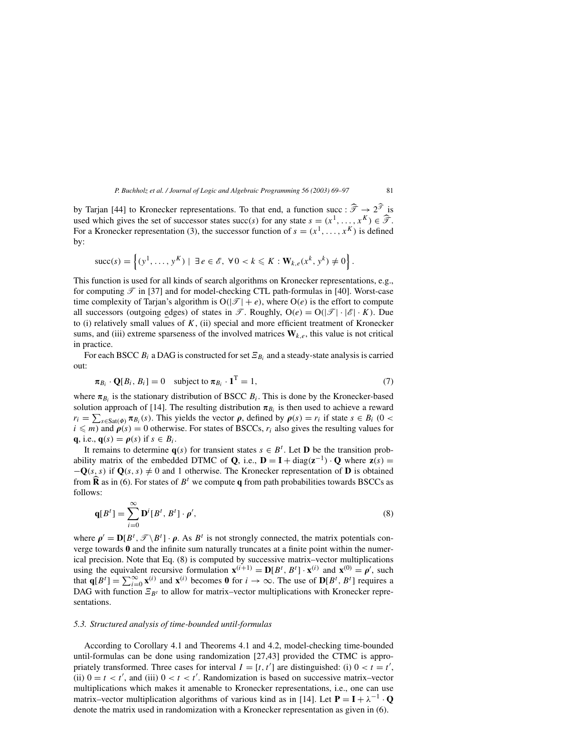by Tarjan [44] to Kronecker representations. To that end, a function succ : $\widehat{\mathscr{T}} \to 2^{\widehat{\mathscr{T}}}$ is used which gives the set of successor states succ($s$) for any state $s = (x^1, \ldots, x^K) \in \widehat{\mathscr{T}}$. For a Kronecker representation (3), the successor function of $s = (x^1, \ldots, x^K)$ is defined by:

$$\mathrm{succ}(s) = \left\{ (y^1, \ldots, y^K) \mid \exists\, e \in \mathscr{E},\ \forall\, 0 < k \leqslant K : \mathbf{W}_{k,e}(x^k, y^k) \neq 0 \right\}.$$

This function is used for all kinds of search algorithms on Kronecker representations, e.g., for computing $\mathscr{T}$ in [37] and for model-checking CTL path-formulas in [40]. Worst-case time complexity of Tarjan's algorithm is $\mathrm{O}(|\mathscr{T}| + e)$, where $\mathrm{O}(e)$ is the effort to compute all successors (outgoing edges) of states in $\mathscr{T}$. Roughly, $\mathrm{O}(e) = \mathrm{O}(|\mathscr{T}| \cdot |\mathscr{E}| \cdot K)$. Due to (i) relatively small values of $K$, (ii) special and more efficient treatment of Kronecker sums, and (iii) extreme sparseness of the involved matrices $\mathbf{W}_{k,e}$, this value is not critical in practice.

For each BSCC $B_i$ a DAG is constructed for set $\Xi_{B_i}$ and a steady-state analysis is carried out:

$$\boldsymbol{\pi}_{B_i} \cdot \mathbf{Q}[B_i, B_i] = 0 \quad \text{subject to } \boldsymbol{\pi}_{B_i} \cdot \mathbf{1}^{\mathrm{T}} = 1, \tag{7}$$

where $\boldsymbol{\pi}_{B_i}$ is the stationary distribution of BSCC $B_i$. This is done by the Kronecker-based solution approach of [14]. The resulting distribution $\boldsymbol{\pi}_{B_i}$ is then used to achieve a reward $r_i = \sum_{s \in \mathrm{Sat}(\Phi)} \boldsymbol{\pi}_{B_i}(s)$. This yields the vector $\boldsymbol{\rho}$, defined by $\boldsymbol{\rho}(s) = r_i$ if state $s \in B_i$ ($0 < i \leqslant m$) and $\boldsymbol{\rho}(s) = 0$ otherwise. For states of BSCCs, $r_i$ also gives the resulting values for $\mathbf{q}$, i.e., $\mathbf{q}(s) = \boldsymbol{\rho}(s)$ if $s \in B_i$.

It remains to determine $\mathbf{q}(s)$ for transient states $s \in B^t$. Let $\mathbf{D}$ be the transition probability matrix of the embedded DTMC of $\mathbf{Q}$, i.e., $\mathbf{D} = \mathbf{I} + \mathrm{diag}(\mathbf{z}^{-1}) \cdot \mathbf{Q}$ where $\mathbf{z}(s) = -\mathbf{Q}(s, s)$ if $\mathbf{Q}(s, s) \neq 0$ and 1 otherwise. The Kronecker representation of $\mathbf{D}$ is obtained from $\widehat{\mathbf{R}}$ as in (6). For states of $B^t$ we compute $\mathbf{q}$ from path probabilities towards BSCCs as follows:

$$\mathbf{q}[B^t] = \sum_{i=0}^{\infty} \mathbf{D}^i[B^t, B^t] \cdot \boldsymbol{\rho}', \tag{8}$$

where $\boldsymbol{\rho}' = \mathbf{D}[B^t, \mathscr{T} \backslash B^t] \cdot \boldsymbol{\rho}$. As $B^t$ is not strongly connected, the matrix potentials converge towards $\mathbf{0}$ and the infinite sum naturally truncates at a finite point within the numerical precision. Note that Eq. (8) is computed by successive matrix–vector multiplications using the equivalent recursive formulation $\mathbf{x}^{(i+1)} = \mathbf{D}[B^t, B^t] \cdot \mathbf{x}^{(i)}$ and $\mathbf{x}^{(0)} = \boldsymbol{\rho}'$, such that $\mathbf{q}[B^t] = \sum_{i=0}^{\infty} \mathbf{x}^{(i)}$ and $\mathbf{x}^{(i)}$ becomes $\mathbf{0}$ for $i \to \infty$. The use of $\mathbf{D}[B^t, B^t]$ requires a DAG with function $\Xi_{B^t}$ to allow for matrix–vector multiplications with Kronecker representations.

### 5.3. Structured analysis of time-bounded until-formulas

According to Corollary 4.1 and Theorems 4.1 and 4.2, model-checking time-bounded until-formulas can be done using randomization [27,43] provided the CTMC is appropriately transformed. Three cases for interval $I = [t, t']$ are distinguished: (i) $0 < t = t'$, (ii) $0 = t < t'$, and (iii) $0 < t < t'$. Randomization is based on successive matrix–vector multiplications which makes it amenable to Kronecker representations, i.e., one can use matrix–vector multiplication algorithms of various kind as in [14]. Let $\mathbf{P} = \mathbf{I} + \lambda^{-1} \cdot \mathbf{Q}$ denote the matrix used in randomization with a Kronecker representation as given in (6).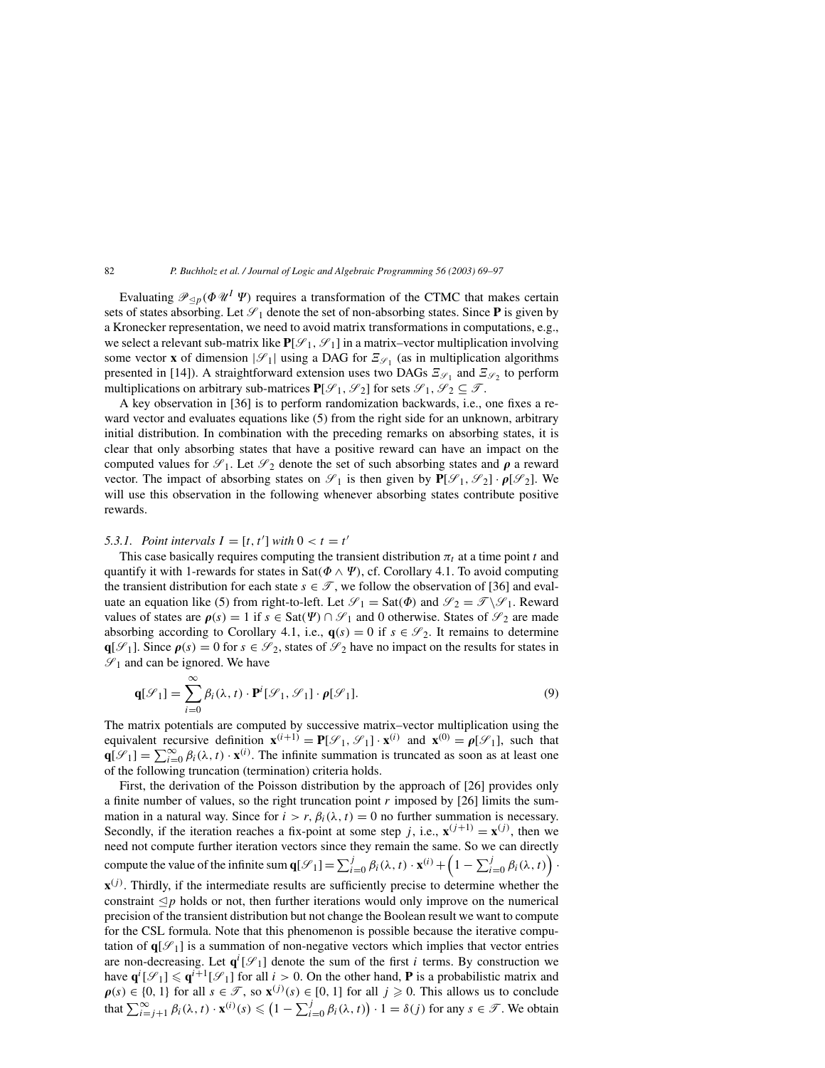Evaluating $\mathscr{P}_{\trianglelefteq p}(\Phi \,\mathscr{U}^I\, \Psi)$ requires a transformation of the CTMC that makes certain sets of states absorbing. Let $\mathscr{S}_1$ denote the set of non-absorbing states. Since $\mathbf{P}$ is given by a Kronecker representation, we need to avoid matrix transformations in computations, e.g., we select a relevant sub-matrix like $\mathbf{P}[\mathscr{S}_1, \mathscr{S}_1]$ in a matrix–vector multiplication involving some vector $\mathbf{x}$ of dimension $|\mathscr{S}_1|$ using a DAG for $\Xi_{\mathscr{S}_1}$ (as in multiplication algorithms presented in [14]). A straightforward extension uses two DAGs $\Xi_{\mathscr{S}_1}$ and $\Xi_{\mathscr{S}_2}$ to perform multiplications on arbitrary sub-matrices $\mathbf{P}[\mathscr{S}_1, \mathscr{S}_2]$ for sets $\mathscr{S}_1, \mathscr{S}_2 \subseteq \mathscr{T}$.

A key observation in [36] is to perform randomization backwards, i.e., one fixes a reward vector and evaluates equations like (5) from the right side for an unknown, arbitrary initial distribution. In combination with the preceding remarks on absorbing states, it is clear that only absorbing states that have a positive reward can have an impact on the computed values for $\mathscr{S}_1$. Let $\mathscr{S}_2$ denote the set of such absorbing states and $\boldsymbol{\rho}$ a reward vector. The impact of absorbing states on $\mathscr{S}_1$ is then given by $\mathbf{P}[\mathscr{S}_1, \mathscr{S}_2] \cdot \boldsymbol{\rho}[\mathscr{S}_2]$. We will use this observation in the following whenever absorbing states contribute positive rewards.

#### 5.3.1. Point intervals $I = [t, t']$ with $0 < t = t'$

This case basically requires computing the transient distribution $\pi_t$ at a time point $t$ and quantify it with 1-rewards for states in $\mathrm{Sat}(\Phi \wedge \Psi)$, cf. Corollary 4.1. To avoid computing the transient distribution for each state $s \in \mathscr{T}$, we follow the observation of [36] and evaluate an equation like (5) from right-to-left. Let $\mathscr{S}_1 = \mathrm{Sat}(\Phi)$ and $\mathscr{S}_2 = \mathscr{T} \setminus \mathscr{S}_1$. Reward values of states are $\boldsymbol{\rho}(s) = 1$ if $s \in \mathrm{Sat}(\Psi) \cap \mathscr{S}_1$ and 0 otherwise. States of $\mathscr{S}_2$ are made absorbing according to Corollary 4.1, i.e., $\mathbf{q}(s) = 0$ if $s \in \mathscr{S}_2$. It remains to determine $\mathbf{q}[\mathscr{S}_1]$. Since $\boldsymbol{\rho}(s) = 0$ for $s \in \mathscr{S}_2$, states of $\mathscr{S}_2$ have no impact on the results for states in $\mathscr{S}_1$ and can be ignored. We have

$$\mathbf{q}[\mathscr{S}_1] = \sum_{i=0}^{\infty} \beta_i(\lambda, t) \cdot \mathbf{P}^i[\mathscr{S}_1, \mathscr{S}_1] \cdot \boldsymbol{\rho}[\mathscr{S}_1]. \tag{9}$$

The matrix potentials are computed by successive matrix–vector multiplication using the equivalent recursive definition $\mathbf{x}^{(i+1)} = \mathbf{P}[\mathscr{S}_1, \mathscr{S}_1] \cdot \mathbf{x}^{(i)}$ and $\mathbf{x}^{(0)} = \boldsymbol{\rho}[\mathscr{S}_1]$, such that $\mathbf{q}[\mathscr{S}_1] = \sum_{i=0}^{\infty} \beta_i(\lambda, t) \cdot \mathbf{x}^{(i)}$. The infinite summation is truncated as soon as at least one of the following truncation (termination) criteria holds.

First, the derivation of the Poisson distribution by the approach of [26] provides only a finite number of values, so the right truncation point $r$ imposed by [26] limits the summation in a natural way. Since for $i > r$, $\beta_i(\lambda, t) = 0$ no further summation is necessary. Secondly, if the iteration reaches a fix-point at some step $j$, i.e., $\mathbf{x}^{(j+1)} = \mathbf{x}^{(j)}$, then we need not compute further iteration vectors since they remain the same. So we can directly compute the value of the infinite sum $\mathbf{q}[\mathscr{S}_1] = \sum_{i=0}^{j} \beta_i(\lambda, t) \cdot \mathbf{x}^{(i)} + \left(1 - \sum_{i=0}^{j} \beta_i(\lambda, t)\right) \cdot \mathbf{x}^{(j)}$. Thirdly, if the intermediate results are sufficiently precise to determine whether the constraint $\trianglelefteq p$ holds or not, then further iterations would only improve on the numerical precision of the transient distribution but not change the Boolean result we want to compute for the CSL formula. Note that this phenomenon is possible because the iterative computation of $\mathbf{q}[\mathscr{S}_1]$ is a summation of non-negative vectors which implies that vector entries are non-decreasing. Let $\mathbf{q}^i[\mathscr{S}_1]$ denote the sum of the first $i$ terms. By construction we have $\mathbf{q}^i[\mathscr{S}_1] \leqslant \mathbf{q}^{i+1}[\mathscr{S}_1]$ for all $i > 0$. On the other hand, $\mathbf{P}$ is a probabilistic matrix and $\boldsymbol{\rho}(s) \in \{0, 1\}$ for all $s \in \mathscr{T}$, so $\mathbf{x}^{(j)}(s) \in [0, 1]$ for all $j \geqslant 0$. This allows us to conclude that $\sum_{i=j+1}^{\infty} \beta_i(\lambda, t) \cdot \mathbf{x}^{(i)}(s) \leqslant \left(1 - \sum_{i=0}^{j} \beta_i(\lambda, t)\right) \cdot 1 = \delta(j)$ for any $s \in \mathscr{T}$. We obtain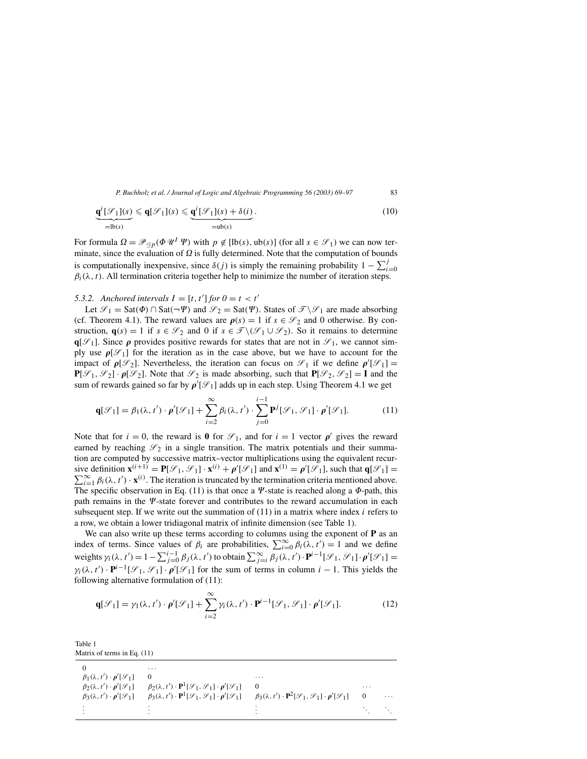$$\underbrace{\mathbf{q}^i[\mathscr{S}_1](s)}_{=\mathrm{lb}(s)} \leqslant \mathbf{q}[\mathscr{S}_1](s) \leqslant \underbrace{\mathbf{q}^i[\mathscr{S}_1](s) + \delta(i)}_{=\mathrm{ub}(s)}. \tag{10}$$

For formula $\Omega = \mathscr{P}_{\trianglelefteq p}(\Phi \,\mathscr{U}^I\, \Psi)$ with $p \notin [\mathrm{lb}(s), \mathrm{ub}(s)]$ (for all $s \in \mathscr{S}_1$) we can now terminate, since the evaluation of $\Omega$ is fully determined. Note that the computation of bounds is computationally inexpensive, since $\delta(j)$ is simply the remaining probability $1 - \sum_{i=0}^{j} \beta_i(\lambda, t)$. All termination criteria together help to minimize the number of iteration steps.

### 5.3.2. Anchored intervals $I = [t, t']$ for $0 = t < t'$

Let $\mathscr{S}_1 = \mathrm{Sat}(\Phi) \cap \mathrm{Sat}(\neg\Psi)$ and $\mathscr{S}_2 = \mathrm{Sat}(\Psi)$. States of $\mathscr{T} \backslash \mathscr{S}_1$ are made absorbing (cf. Theorem 4.1). The reward values are $\boldsymbol{\rho}(s) = 1$ if $s \in \mathscr{S}_2$ and 0 otherwise. By construction, $\mathbf{q}(s) = 1$ if $s \in \mathscr{S}_2$ and 0 if $s \in \mathscr{T} \backslash (\mathscr{S}_1 \cup \mathscr{S}_2)$. So it remains to determine $\mathbf{q}[\mathscr{S}_1]$. Since $\boldsymbol{\rho}$ provides positive rewards for states that are not in $\mathscr{S}_1$, we cannot simply use $\boldsymbol{\rho}[\mathscr{S}_1]$ for the iteration as in the case above, but we have to account for the impact of $\boldsymbol{\rho}[\mathscr{S}_2]$. Nevertheless, the iteration can focus on $\mathscr{S}_1$ if we define $\boldsymbol{\rho}'[\mathscr{S}_1] = \mathbf{P}[\mathscr{S}_1, \mathscr{S}_2] \cdot \boldsymbol{\rho}[\mathscr{S}_2]$. Note that $\mathscr{S}_2$ is made absorbing, such that $\mathbf{P}[\mathscr{S}_2, \mathscr{S}_2] = \mathbf{I}$ and the sum of rewards gained so far by $\boldsymbol{\rho}'[\mathscr{S}_1]$ adds up in each step. Using Theorem 4.1 we get

$$\mathbf{q}[\mathscr{S}_1] = \beta_1(\lambda, t') \cdot \boldsymbol{\rho}'[\mathscr{S}_1] + \sum_{i=2}^{\infty} \beta_i(\lambda, t') \cdot \sum_{j=0}^{i-1} \mathbf{P}^j[\mathscr{S}_1, \mathscr{S}_1] \cdot \boldsymbol{\rho}'[\mathscr{S}_1]. \tag{11}$$

Note that for $i = 0$, the reward is $\mathbf{0}$ for $\mathscr{S}_1$, and for $i = 1$ vector $\boldsymbol{\rho}'$ gives the reward earned by reaching $\mathscr{S}_2$ in a single transition. The matrix potentials and their summation are computed by successive matrix–vector multiplications using the equivalent recursive definition $\mathbf{x}^{(i+1)} = \mathbf{P}[\mathscr{S}_1, \mathscr{S}_1] \cdot \mathbf{x}^{(i)} + \boldsymbol{\rho}'[\mathscr{S}_1]$ and $\mathbf{x}^{(1)} = \boldsymbol{\rho}'[\mathscr{S}_1]$, such that $\mathbf{q}[\mathscr{S}_1] = \sum_{i=1}^{\infty} \beta_i(\lambda, t') \cdot \mathbf{x}^{(i)}$. The iteration is truncated by the termination criteria mentioned above. The specific observation in Eq. (11) is that once a $\Psi$-state is reached along a $\Phi$-path, this path remains in the $\Psi$-state forever and contributes to the reward accumulation in each subsequent step. If we write out the summation of (11) in a matrix where index $i$ refers to a row, we obtain a lower tridiagonal matrix of infinite dimension (see Table 1).

We can also write up these terms according to columns using the exponent of $\mathbf{P}$ as an index of terms. Since values of $\beta_i$ are probabilities, $\sum_{i=0}^{\infty} \beta_i(\lambda, t') = 1$ and we define weights $\gamma_i(\lambda, t') = 1 - \sum_{j=0}^{i-1} \beta_j(\lambda, t')$ to obtain $\sum_{j=i}^{\infty} \beta_j(\lambda, t') \cdot \mathbf{P}^{i-1}[\mathscr{S}_1, \mathscr{S}_1] \cdot \boldsymbol{\rho}'[\mathscr{S}_1] = \gamma_i(\lambda, t') \cdot \mathbf{P}^{i-1}[\mathscr{S}_1, \mathscr{S}_1] \cdot \boldsymbol{\rho}'[\mathscr{S}_1]$ for the sum of terms in column $i - 1$. This yields the following alternative formulation of (11):

$$\mathbf{q}[\mathscr{S}_1] = \gamma_1(\lambda, t') \cdot \boldsymbol{\rho}'[\mathscr{S}_1] + \sum_{i=2}^{\infty} \gamma_i(\lambda, t') \cdot \mathbf{P}^{i-1}[\mathscr{S}_1, \mathscr{S}_1] \cdot \boldsymbol{\rho}'[\mathscr{S}_1]. \tag{12}$$

Table 1
Matrix of terms in Eq. (11)

| | | | | |
|---|---|---|---|---|
| $0$ | $\cdots$ | | | |
| $\beta_1(\lambda, t') \cdot \boldsymbol{\rho}'[\mathscr{S}_1]$ | $0$ | $\cdots$ | | |
| $\beta_2(\lambda, t') \cdot \boldsymbol{\rho}'[\mathscr{S}_1]$ | $\beta_2(\lambda, t') \cdot \mathbf{P}^1[\mathscr{S}_1, \mathscr{S}_1] \cdot \boldsymbol{\rho}'[\mathscr{S}_1]$ | $0$ | $\cdots$ | |
| $\beta_3(\lambda, t') \cdot \boldsymbol{\rho}'[\mathscr{S}_1]$ | $\beta_3(\lambda, t') \cdot \mathbf{P}^1[\mathscr{S}_1, \mathscr{S}_1] \cdot \boldsymbol{\rho}'[\mathscr{S}_1]$ | $\beta_3(\lambda, t') \cdot \mathbf{P}^2[\mathscr{S}_1, \mathscr{S}_1] \cdot \boldsymbol{\rho}'[\mathscr{S}_1]$ | $0$ | $\cdots$ |
| $\vdots$ | $\vdots$ | $\vdots$ | $\ddots$ | $\ddots$ |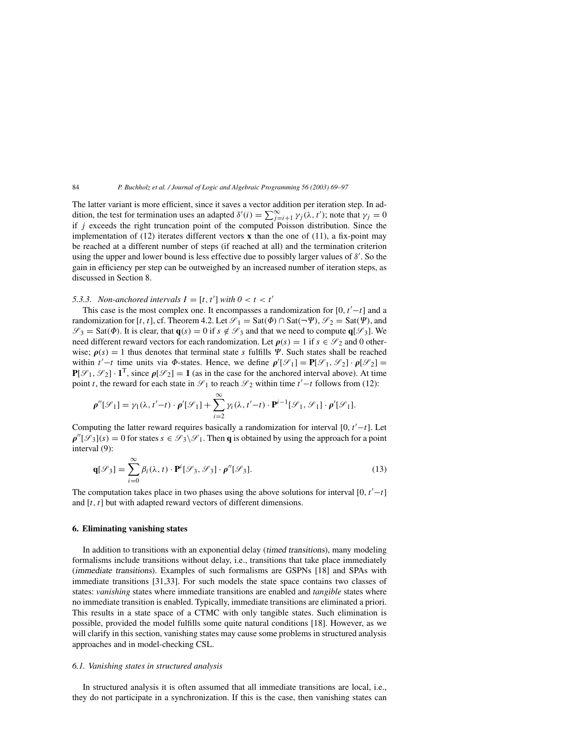The latter variant is more efficient, since it saves a vector addition per iteration step. In addition, the test for termination uses an adapted $\delta'(i) = \sum_{j=i+1}^{\infty} \gamma_j(\lambda, t')$; note that $\gamma_j = 0$ if $j$ exceeds the right truncation point of the computed Poisson distribution. Since the implementation of (12) iterates different vectors $\mathbf{x}$ than the one of (11), a fix-point may be reached at a different number of steps (if reached at all) and the termination criterion using the upper and lower bound is less effective due to possibly larger values of $\delta'$. So the gain in efficiency per step can be outweighed by an increased number of iteration steps, as discussed in Section 8.

#### 5.3.3. Non-anchored intervals $I = [t, t']$ with $0 < t < t'$

This case is the most complex one. It encompasses a randomization for $[0, t'-t]$ and a randomization for $[t, t]$, cf. Theorem 4.2. Let $\mathscr{S}_1 = \mathrm{Sat}(\Phi) \cap \mathrm{Sat}(\neg\Psi)$, $\mathscr{S}_2 = \mathrm{Sat}(\Psi)$, and $\mathscr{S}_3 = \mathrm{Sat}(\Phi)$. It is clear, that $\mathbf{q}(s) = 0$ if $s \notin \mathscr{S}_3$ and that we need to compute $\mathbf{q}[\mathscr{S}_3]$. We need different reward vectors for each randomization. Let $\boldsymbol{\rho}(s) = 1$ if $s \in \mathscr{S}_2$ and 0 otherwise; $\boldsymbol{\rho}(s) = 1$ thus denotes that terminal state $s$ fulfills $\Psi$. Such states shall be reached within $t'-t$ time units via $\Phi$-states. Hence, we define $\boldsymbol{\rho}'[\mathscr{S}_1] = \mathbf{P}[\mathscr{S}_1, \mathscr{S}_2] \cdot \boldsymbol{\rho}[\mathscr{S}_2] = \mathbf{P}[\mathscr{S}_1, \mathscr{S}_2] \cdot \mathbf{1}^{\mathrm{T}}$, since $\boldsymbol{\rho}[\mathscr{S}_2] = \mathbf{1}$ (as in the case for the anchored interval above). At time point $t$, the reward for each state in $\mathscr{S}_1$ to reach $\mathscr{S}_2$ within time $t'-t$ follows from (12):

$$\boldsymbol{\rho}''[\mathscr{S}_1] = \gamma_1(\lambda, t'-t) \cdot \boldsymbol{\rho}'[\mathscr{S}_1] + \sum_{i=2}^{\infty} \gamma_i(\lambda, t'-t) \cdot \mathbf{P}^{i-1}[\mathscr{S}_1, \mathscr{S}_1] \cdot \boldsymbol{\rho}'[\mathscr{S}_1].$$

Computing the latter reward requires basically a randomization for interval $[0, t'-t]$. Let $\boldsymbol{\rho}''[\mathscr{S}_3](s) = 0$ for states $s \in \mathscr{S}_3 \backslash \mathscr{S}_1$. Then $\mathbf{q}$ is obtained by using the approach for a point interval (9):

$$\mathbf{q}[\mathscr{S}_3] = \sum_{i=0}^{\infty} \beta_i(\lambda, t) \cdot \mathbf{P}^i[\mathscr{S}_3, \mathscr{S}_3] \cdot \boldsymbol{\rho}''[\mathscr{S}_3]. \tag{13}$$

The computation takes place in two phases using the above solutions for interval $[0, t'-t]$ and $[t, t]$ but with adapted reward vectors of different dimensions.

## 6. Eliminating vanishing states

In addition to transitions with an exponential delay (*timed transitions*), many modeling formalisms include transitions without delay, i.e., transitions that take place immediately (*immediate transitions*). Examples of such formalisms are GSPNs [18] and SPAs with immediate transitions [31,33]. For such models the state space contains two classes of states: *vanishing* states where immediate transitions are enabled and *tangible* states where no immediate transition is enabled. Typically, immediate transitions are eliminated a priori. This results in a state space of a CTMC with only tangible states. Such elimination is possible, provided the model fulfills some quite natural conditions [18]. However, as we will clarify in this section, vanishing states may cause some problems in structured analysis approaches and in model-checking CSL.

### 6.1. Vanishing states in structured analysis

In structured analysis it is often assumed that all immediate transitions are local, i.e., they do not participate in a synchronization. If this is the case, then vanishing states can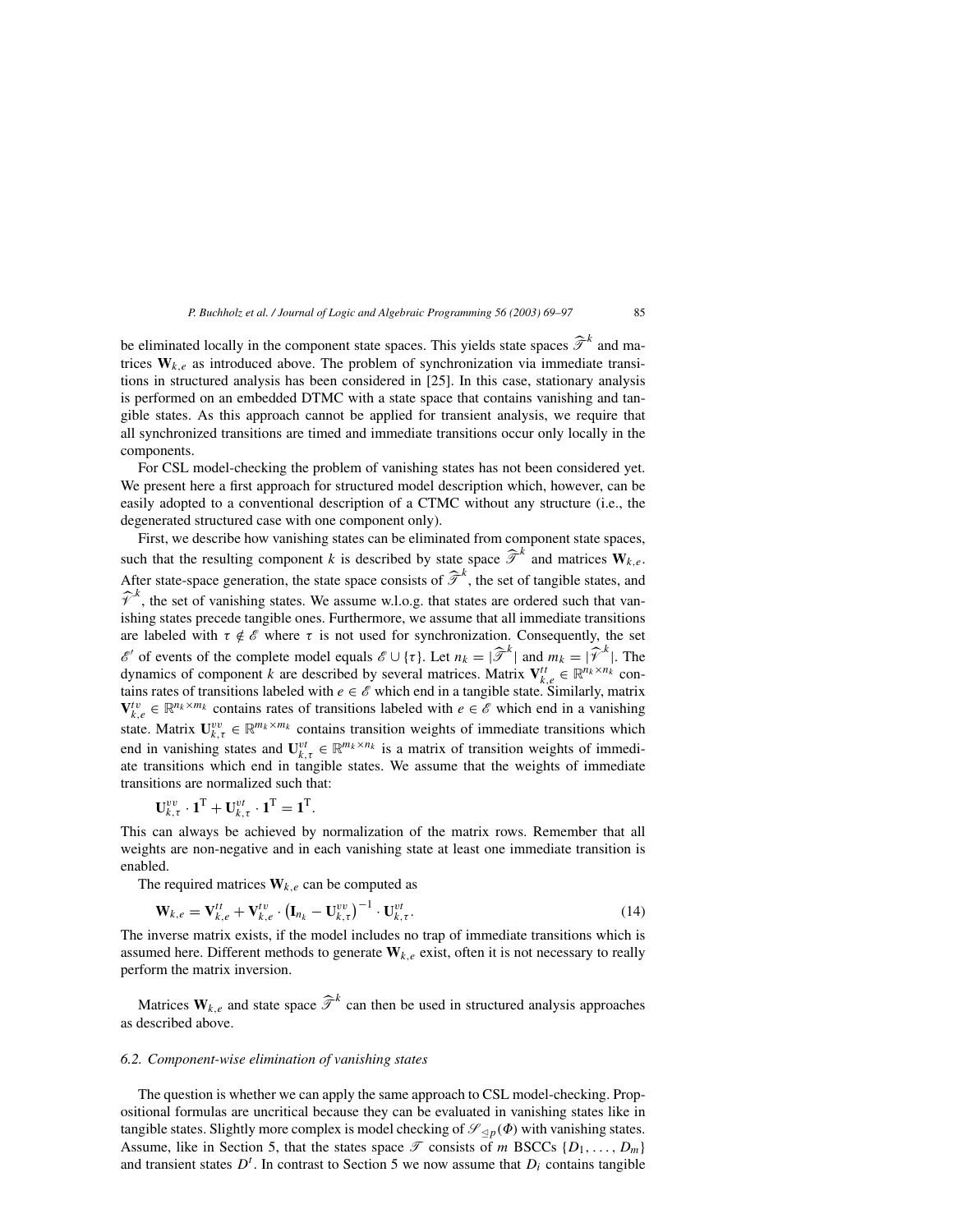be eliminated locally in the component state spaces. This yields state spaces $\widehat{\mathscr{T}}^k$ and matrices $\mathbf{W}_{k,e}$ as introduced above. The problem of synchronization via immediate transitions in structured analysis has been considered in [25]. In this case, stationary analysis is performed on an embedded DTMC with a state space that contains vanishing and tangible states. As this approach cannot be applied for transient analysis, we require that all synchronized transitions are timed and immediate transitions occur only locally in the components.

For CSL model-checking the problem of vanishing states has not been considered yet. We present here a first approach for structured model description which, however, can be easily adopted to a conventional description of a CTMC without any structure (i.e., the degenerated structured case with one component only).

First, we describe how vanishing states can be eliminated from component state spaces, such that the resulting component $k$ is described by state space $\widehat{\mathscr{T}}^k$ and matrices $\mathbf{W}_{k,e}$. After state-space generation, the state space consists of $\widehat{\mathscr{T}}^k$, the set of tangible states, and $\widehat{\mathscr{V}}^k$, the set of vanishing states. We assume w.l.o.g. that states are ordered such that vanishing states precede tangible ones. Furthermore, we assume that all immediate transitions are labeled with $\tau \notin \mathscr{E}$ where $\tau$ is not used for synchronization. Consequently, the set $\mathscr{E}'$ of events of the complete model equals $\mathscr{E} \cup \{\tau\}$. Let $n_k = |\widehat{\mathscr{T}}^k|$ and $m_k = |\widehat{\mathscr{V}}^k|$. The dynamics of component $k$ are described by several matrices. Matrix $\mathbf{V}^{tt}_{k,e} \in \mathbb{R}^{n_k \times n_k}$ contains rates of transitions labeled with $e \in \mathscr{E}$ which end in a tangible state. Similarly, matrix $\mathbf{V}^{tv}_{k,e} \in \mathbb{R}^{n_k \times m_k}$ contains rates of transitions labeled with $e \in \mathscr{E}$ which end in a vanishing state. Matrix $\mathbf{U}^{vv}_{k,\tau} \in \mathbb{R}^{m_k \times m_k}$ contains transition weights of immediate transitions which end in vanishing states and $\mathbf{U}^{vt}_{k,\tau} \in \mathbb{R}^{m_k \times n_k}$ is a matrix of transition weights of immediate transitions which end in tangible states. We assume that the weights of immediate transitions are normalized such that:

$$\mathbf{U}^{vv}_{k,\tau} \cdot \mathbf{1}^{\mathrm{T}} + \mathbf{U}^{vt}_{k,\tau} \cdot \mathbf{1}^{\mathrm{T}} = \mathbf{1}^{\mathrm{T}}.$$

This can always be achieved by normalization of the matrix rows. Remember that all weights are non-negative and in each vanishing state at least one immediate transition is enabled.

The required matrices $\mathbf{W}_{k,e}$ can be computed as

$$\mathbf{W}_{k,e} = \mathbf{V}^{tt}_{k,e} + \mathbf{V}^{tv}_{k,e} \cdot \left(\mathbf{I}_{n_k} - \mathbf{U}^{vv}_{k,\tau}\right)^{-1} \cdot \mathbf{U}^{vt}_{k,\tau}. \tag{14}$$

The inverse matrix exists, if the model includes no trap of immediate transitions which is assumed here. Different methods to generate $\mathbf{W}_{k,e}$ exist, often it is not necessary to really perform the matrix inversion.

Matrices $\mathbf{W}_{k,e}$ and state space $\widehat{\mathscr{T}}^k$ can then be used in structured analysis approaches as described above.

### 6.2. Component-wise elimination of vanishing states

The question is whether we can apply the same approach to CSL model-checking. Propositional formulas are uncritical because they can be evaluated in vanishing states like in tangible states. Slightly more complex is model checking of $\mathscr{S}_{\trianglelefteq p}(\Phi)$ with vanishing states. Assume, like in Section 5, that the states space $\mathscr{T}$ consists of $m$ BSCCs $\{D_1, \ldots, D_m\}$ and transient states $D^t$. In contrast to Section 5 we now assume that $D_i$ contains tangible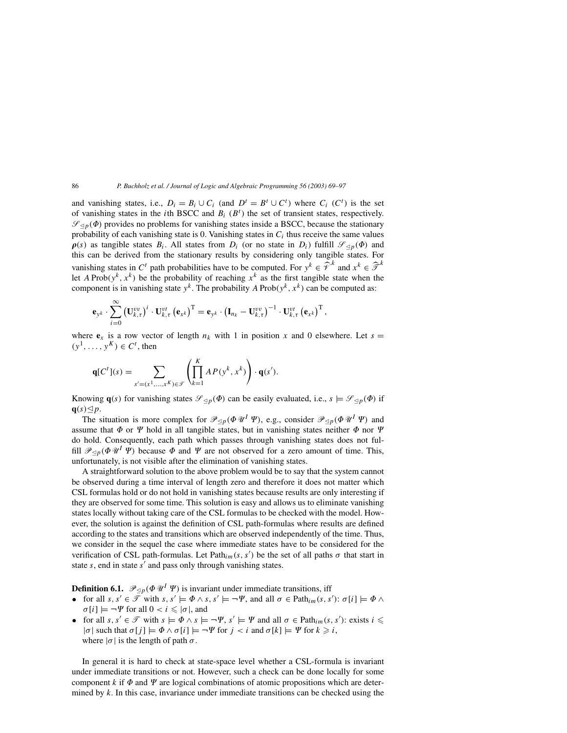and vanishing states, i.e., $D_i = B_i \cup C_i$ (and $D^t = B^t \cup C^t$) where $C_i$ ($C^t$) is the set of vanishing states in the $i$th BSCC and $B_i$ ($B^t$) the set of transient states, respectively. $\mathscr{S}_{\trianglelefteq p}(\Phi)$ provides no problems for vanishing states inside a BSCC, because the stationary probability of each vanishing state is 0. Vanishing states in $C_i$ thus receive the same values $\boldsymbol{\rho}(s)$ as tangible states $B_i$. All states from $D_i$ (or no state in $D_i$) fulfill $\mathscr{S}_{\trianglelefteq p}(\Phi)$ and this can be derived from the stationary results by considering only tangible states. For vanishing states in $C^t$ path probabilities have to be computed. For $y^k \in \widehat{\mathscr{V}}^k$ and $x^k \in \widehat{\mathscr{T}}^k$ let $A\,\text{Prob}(y^k, x^k)$ be the probability of reaching $x^k$ as the first tangible state when the component is in vanishing state $y^k$. The probability $A\,\text{Prob}(y^k, x^k)$ can be computed as:

$$\mathbf{e}_{y^k} \cdot \sum_{i=0}^{\infty} \left(\mathbf{U}_{k,\tau}^{vv}\right)^i \cdot \mathbf{U}_{k,\tau}^{vt} \left(\mathbf{e}_{x^k}\right)^{\mathrm{T}} = \mathbf{e}_{y^k} \cdot \left(\mathbf{I}_{n_k} - \mathbf{U}_{k,\tau}^{vv}\right)^{-1} \cdot \mathbf{U}_{k,\tau}^{vt} \left(\mathbf{e}_{x^k}\right)^{\mathrm{T}},$$

where $\mathbf{e}_x$ is a row vector of length $n_k$ with 1 in position $x$ and 0 elsewhere. Let $s = (y^1, \ldots, y^K) \in C^t$, then

$$\mathbf{q}[C^t](s) = \sum_{s'=(x^1,\ldots,x^K)\in\mathscr{T}} \left(\prod_{k=1}^{K} AP(y^k, x^k)\right) \cdot \mathbf{q}(s').$$

Knowing $\mathbf{q}(s)$ for vanishing states $\mathscr{S}_{\trianglelefteq p}(\Phi)$ can be easily evaluated, i.e., $s \models \mathscr{S}_{\trianglelefteq p}(\Phi)$ if $\mathbf{q}(s) \trianglelefteq p$.

The situation is more complex for $\mathscr{P}_{\trianglelefteq p}(\Phi\, \mathscr{U}^I\, \Psi)$, e.g., consider $\mathscr{P}_{\trianglelefteq p}(\Phi\, \mathscr{U}^I\, \Psi)$ and assume that $\Phi$ or $\Psi$ hold in all tangible states, but in vanishing states neither $\Phi$ nor $\Psi$ do hold. Consequently, each path which passes through vanishing states does not fulfill $\mathscr{P}_{\trianglelefteq p}(\Phi\, \mathscr{U}^I\, \Psi)$ because $\Phi$ and $\Psi$ are not observed for a zero amount of time. This, unfortunately, is not visible after the elimination of vanishing states.

A straightforward solution to the above problem would be to say that the system cannot be observed during a time interval of length zero and therefore it does not matter which CSL formulas hold or do not hold in vanishing states because results are only interesting if they are observed for some time. This solution is easy and allows us to eliminate vanishing states locally without taking care of the CSL formulas to be checked with the model. However, the solution is against the definition of CSL path-formulas where results are defined according to the states and transitions which are observed independently of the time. Thus, we consider in the sequel the case where immediate states have to be considered for the verification of CSL path-formulas. Let $\text{Path}_{im}(s, s')$ be the set of all paths $\sigma$ that start in state $s$, end in state $s'$ and pass only through vanishing states.

**Definition 6.1.** $\mathscr{P}_{\trianglelefteq p}(\Phi\, \mathscr{U}^I\, \Psi)$ is invariant under immediate transitions, iff

- for all $s, s' \in \mathscr{T}$ with $s, s' \models \Phi \wedge s, s' \models \neg\Psi$, and all $\sigma \in \text{Path}_{im}(s, s')$: $\sigma[i] \models \Phi \wedge \sigma[i] \models \neg\Psi$ for all $0 < i \leqslant |\sigma|$, and
- for all $s, s' \in \mathscr{T}$ with $s \models \Phi \wedge s \models \neg\Psi$, $s' \models \Psi$ and all $\sigma \in \text{Path}_{im}(s, s')$: exists $i \leqslant |\sigma|$ such that $\sigma[j] \models \Phi \wedge \sigma[i] \models \neg\Psi$ for $j < i$ and $\sigma[k] \models \Psi$ for $k \geqslant i$, where $|\sigma|$ is the length of path $\sigma$.

In general it is hard to check at state-space level whether a CSL-formula is invariant under immediate transitions or not. However, such a check can be done locally for some component $k$ if $\Phi$ and $\Psi$ are logical combinations of atomic propositions which are determined by $k$. In this case, invariance under immediate transitions can be checked using the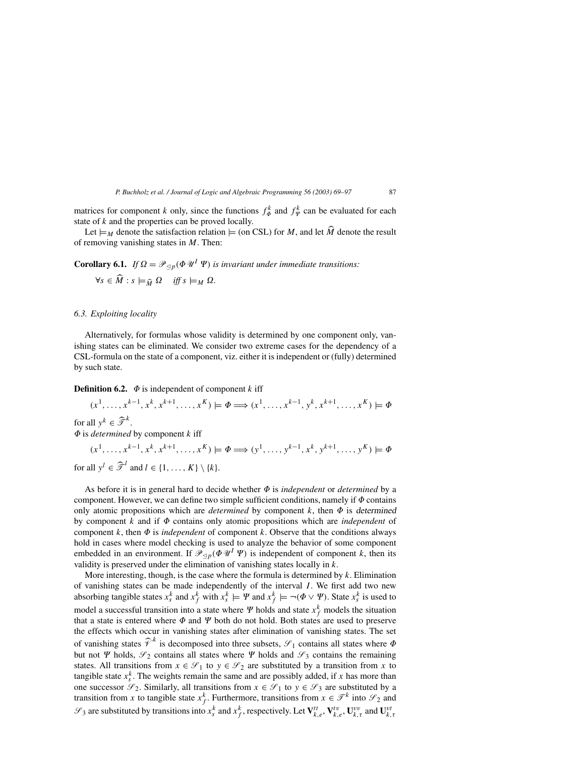matrices for component $k$ only, since the functions $f_\Phi^k$ and $f_\Psi^k$ can be evaluated for each state of $k$ and the properties can be proved locally.

Let $\models_M$ denote the satisfaction relation $\models$ (on CSL) for $M$, and let $\widehat{M}$ denote the result of removing vanishing states in $M$. Then:

**Corollary 6.1.** *If $\Omega = \mathscr{P}_{\trianglelefteq p}(\Phi \,\mathscr{U}^I\, \Psi)$ is invariant under immediate transitions:*

$$\forall s \in \widehat{M} : s \models_{\widehat{M}} \Omega \quad \textit{iff } s \models_M \Omega.$$

### 6.3. Exploiting locality

Alternatively, for formulas whose validity is determined by one component only, vanishing states can be eliminated. We consider two extreme cases for the dependency of a CSL-formula on the state of a component, viz. either it is independent or (fully) determined by such state.

**Definition 6.2.** $\Phi$ is independent of component $k$ iff

$$(x^1, \ldots, x^{k-1}, x^k, x^{k+1}, \ldots, x^K) \models \Phi \Longrightarrow (x^1, \ldots, x^{k-1}, y^k, x^{k+1}, \ldots, x^K) \models \Phi$$

for all $y^k \in \widehat{\mathscr{T}}^k$.
$\Phi$ is *determined* by component $k$ iff

$$(x^1, \ldots, x^{k-1}, x^k, x^{k+1}, \ldots, x^K) \models \Phi \Longrightarrow (y^1, \ldots, y^{k-1}, x^k, y^{k+1}, \ldots, y^K) \models \Phi$$

for all $y^l \in \widehat{\mathscr{T}}^l$ and $l \in \{1, \ldots, K\} \setminus \{k\}$.

As before it is in general hard to decide whether $\Phi$ is *independent* or *determined* by a component. However, we can define two simple sufficient conditions, namely if $\Phi$ contains only atomic propositions which are *determined* by component $k$, then $\Phi$ is determined by component $k$ and if $\Phi$ contains only atomic propositions which are *independent* of component $k$, then $\Phi$ is *independent* of component $k$. Observe that the conditions always hold in cases where model checking is used to analyze the behavior of some component embedded in an environment. If $\mathscr{P}_{\trianglelefteq p}(\Phi \,\mathscr{U}^I\, \Psi)$ is independent of component $k$, then its validity is preserved under the elimination of vanishing states locally in $k$.

More interesting, though, is the case where the formula is determined by $k$. Elimination of vanishing states can be made independently of the interval $I$. We first add two new absorbing tangible states $x_s^k$ and $x_f^k$ with $x_s^k \models \Psi$ and $x_f^k \models \neg(\Phi \vee \Psi)$. State $x_s^k$ is used to model a successful transition into a state where $\Psi$ holds and state $x_f^k$ models the situation that a state is entered where $\Phi$ and $\Psi$ both do not hold. Both states are used to preserve the effects which occur in vanishing states after elimination of vanishing states. The set of vanishing states $\widehat{\mathscr{V}}^k$ is decomposed into three subsets, $\mathscr{S}_1$ contains all states where $\Phi$ but not $\Psi$ holds, $\mathscr{S}_2$ contains all states where $\Psi$ holds and $\mathscr{S}_3$ contains the remaining states. All transitions from $x \in \mathscr{S}_1$ to $y \in \mathscr{S}_2$ are substituted by a transition from $x$ to tangible state $x_s^k$. The weights remain the same and are possibly added, if $x$ has more than one successor $\mathscr{S}_2$. Similarly, all transitions from $x \in \mathscr{S}_1$ to $y \in \mathscr{S}_3$ are substituted by a transition from $x$ to tangible state $x_f^k$. Furthermore, transitions from $x \in \mathscr{T}^k$ into $\mathscr{S}_2$ and $\mathscr{S}_3$ are substituted by transitions into $x_s^k$ and $x_f^k$, respectively. Let $\mathbf{V}_{k,e}^{tt}$, $\mathbf{V}_{k,e}^{tv}$, $\mathbf{U}_{k,\tau}^{vv}$ and $\mathbf{U}_{k,\tau}^{vt}$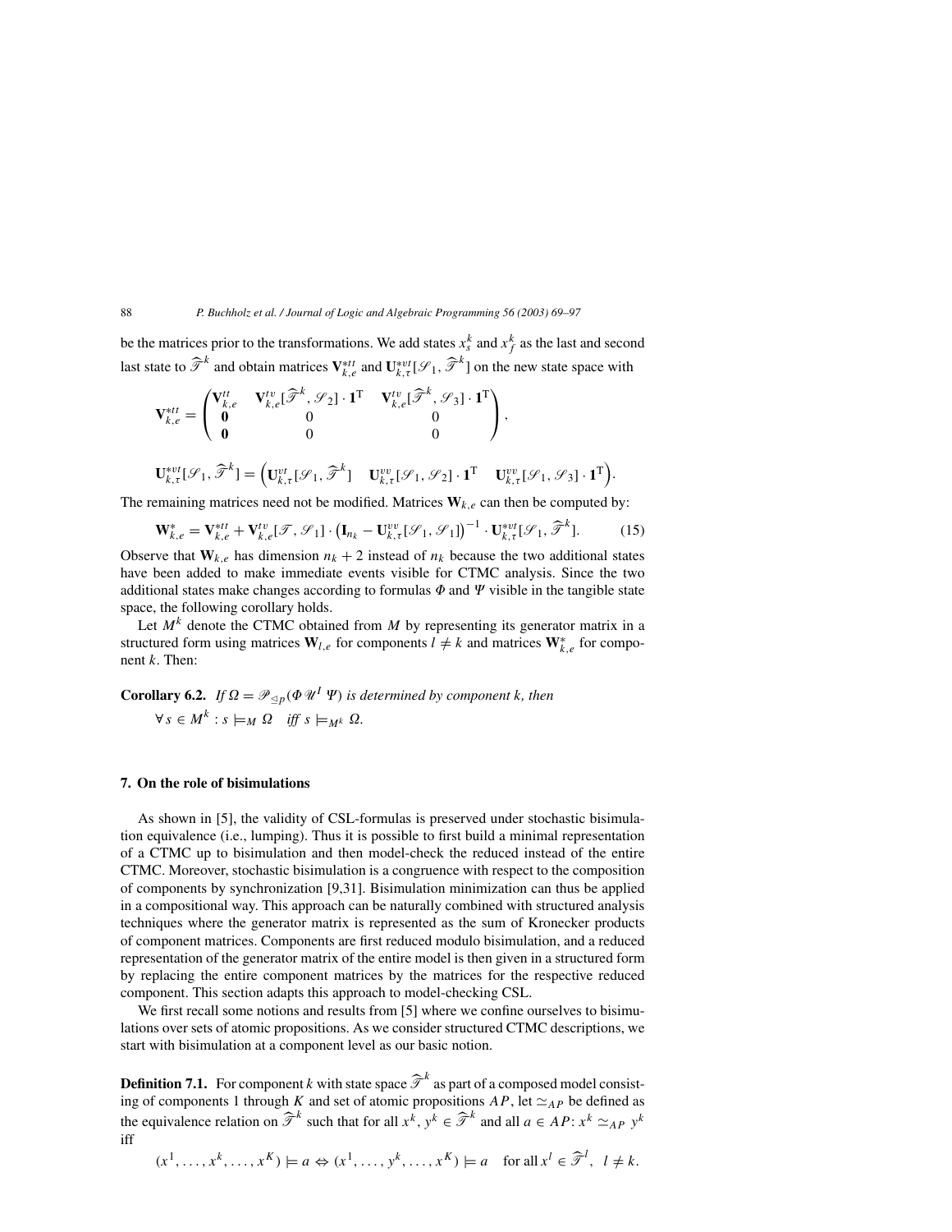be the matrices prior to the transformations. We add states $x_s^k$ and $x_f^k$ as the last and second last state to $\widehat{\mathscr{T}}^k$ and obtain matrices $\mathbf{V}_{k,e}^{*tt}$ and $\mathbf{U}_{k,\tau}^{*vt}[\mathscr{S}_1, \widehat{\mathscr{T}}^k]$ on the new state space with

$$\mathbf{V}_{k,e}^{*tt} = \begin{pmatrix} \mathbf{V}_{k,e}^{tt} & \mathbf{V}_{k,e}^{tv}[\widehat{\mathscr{T}}^k, \mathscr{S}_2] \cdot \mathbf{1}^{\mathrm{T}} & \mathbf{V}_{k,e}^{tv}[\widehat{\mathscr{T}}^k, \mathscr{S}_3] \cdot \mathbf{1}^{\mathrm{T}} \\ \mathbf{0} & 0 & 0 \\ \mathbf{0} & 0 & 0 \end{pmatrix},$$

$$\mathbf{U}_{k,\tau}^{*vt}[\mathscr{S}_1, \widehat{\mathscr{T}}^k] = \begin{pmatrix} \mathbf{U}_{k,\tau}^{vt}[\mathscr{S}_1, \widehat{\mathscr{T}}^k] & \mathbf{U}_{k,\tau}^{vv}[\mathscr{S}_1, \mathscr{S}_2] \cdot \mathbf{1}^{\mathrm{T}} & \mathbf{U}_{k,\tau}^{vv}[\mathscr{S}_1, \mathscr{S}_3] \cdot \mathbf{1}^{\mathrm{T}} \end{pmatrix}.$$

The remaining matrices need not be modified. Matrices $\mathbf{W}_{k,e}$ can then be computed by:

$$\mathbf{W}_{k,e}^{*} = \mathbf{V}_{k,e}^{*tt} + \mathbf{V}_{k,e}^{tv}[\mathscr{T}, \mathscr{S}_1] \cdot \left(\mathbf{I}_{n_k} - \mathbf{U}_{k,\tau}^{vv}[\mathscr{S}_1, \mathscr{S}_1]\right)^{-1} \cdot \mathbf{U}_{k,\tau}^{*vt}[\mathscr{S}_1, \widehat{\mathscr{T}}^k]. \tag{15}$$

Observe that $\mathbf{W}_{k,e}$ has dimension $n_k + 2$ instead of $n_k$ because the two additional states have been added to make immediate events visible for CTMC analysis. Since the two additional states make changes according to formulas $\Phi$ and $\Psi$ visible in the tangible state space, the following corollary holds.

Let $M^k$ denote the CTMC obtained from $M$ by representing its generator matrix in a structured form using matrices $\mathbf{W}_{l,e}$ for components $l \neq k$ and matrices $\mathbf{W}_{k,e}^{*}$ for component $k$. Then:

**Corollary 6.2.** *If $\Omega = \mathscr{P}_{\trianglelefteq p}(\Phi \,\mathscr{U}^I\, \Psi)$ is determined by component k, then*

$$\forall s \in M^k : s \models_M \Omega \quad \textit{iff } s \models_{M^k} \Omega.$$

## 7. On the role of bisimulations

As shown in [5], the validity of CSL-formulas is preserved under stochastic bisimulation equivalence (i.e., lumping). Thus it is possible to first build a minimal representation of a CTMC up to bisimulation and then model-check the reduced instead of the entire CTMC. Moreover, stochastic bisimulation is a congruence with respect to the composition of components by synchronization [9,31]. Bisimulation minimization can thus be applied in a compositional way. This approach can be naturally combined with structured analysis techniques where the generator matrix is represented as the sum of Kronecker products of component matrices. Components are first reduced modulo bisimulation, and a reduced representation of the generator matrix of the entire model is then given in a structured form by replacing the entire component matrices by the matrices for the respective reduced component. This section adapts this approach to model-checking CSL.

We first recall some notions and results from [5] where we confine ourselves to bisimulations over sets of atomic propositions. As we consider structured CTMC descriptions, we start with bisimulation at a component level as our basic notion.

**Definition 7.1.** For component $k$ with state space $\widehat{\mathscr{T}}^k$ as part of a composed model consisting of components 1 through $K$ and set of atomic propositions $AP$, let $\simeq_{AP}$ be defined as the equivalence relation on $\widehat{\mathscr{T}}^k$ such that for all $x^k, y^k \in \widehat{\mathscr{T}}^k$ and all $a \in AP$: $x^k \simeq_{AP} y^k$ iff

$$(x^1, \ldots, x^k, \ldots, x^K) \models a \Leftrightarrow (x^1, \ldots, y^k, \ldots, x^K) \models a \quad \text{for all } x^l \in \widehat{\mathscr{T}}^l, \;\; l \neq k.$$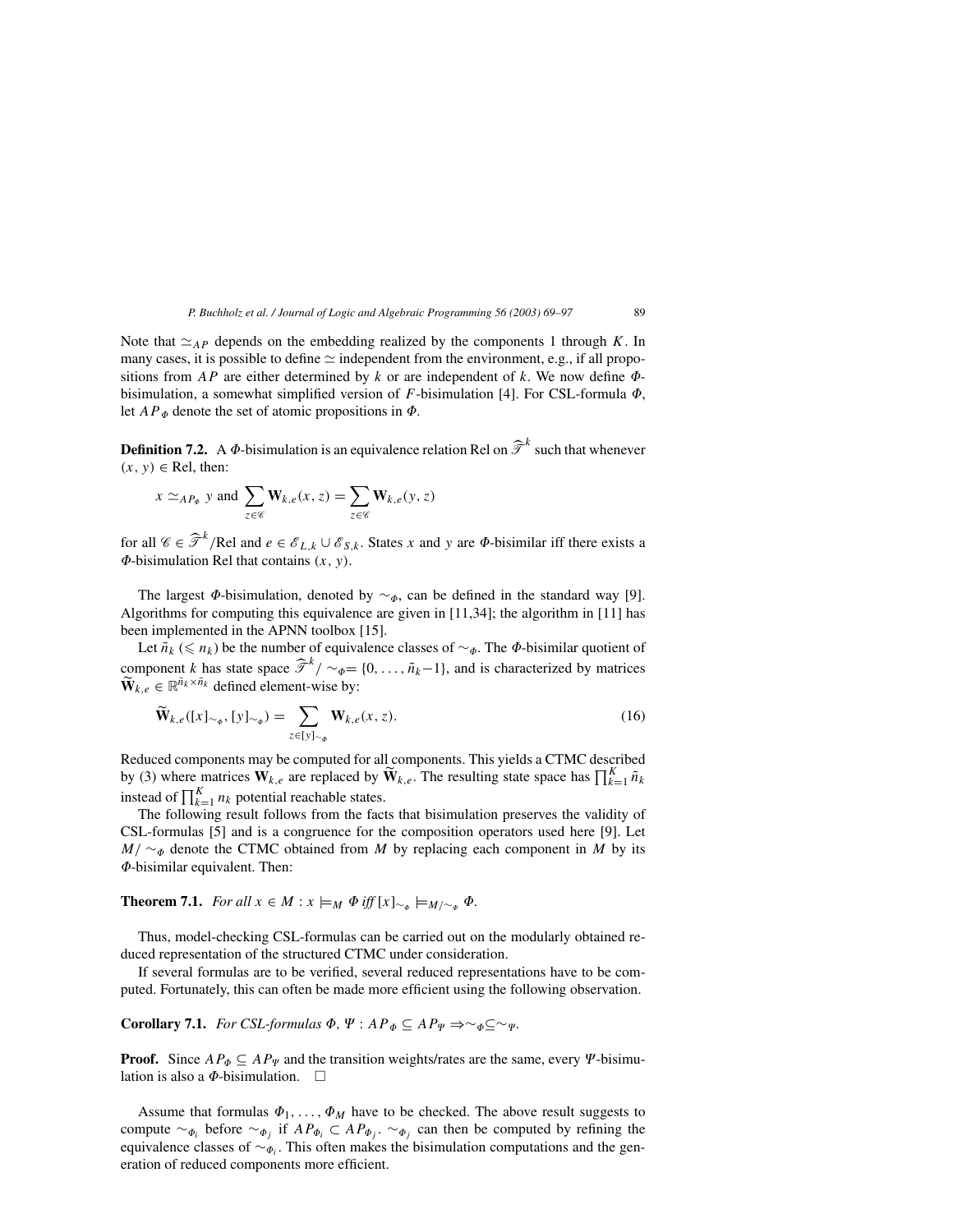Note that $\simeq_{AP}$ depends on the embedding realized by the components 1 through $K$. In many cases, it is possible to define $\simeq$ independent from the environment, e.g., if all propositions from $AP$ are either determined by $k$ or are independent of $k$. We now define $\Phi$-bisimulation, a somewhat simplified version of $F$-bisimulation [4]. For CSL-formula $\Phi$, let $AP_\Phi$ denote the set of atomic propositions in $\Phi$.

**Definition 7.2.** A $\Phi$-bisimulation is an equivalence relation Rel on $\widehat{\mathscr{T}}^k$ such that whenever $(x, y) \in \text{Rel}$, then:

$$x \simeq_{AP_\Phi} y \text{ and } \sum_{z \in \mathscr{C}} \mathbf{W}_{k,e}(x, z) = \sum_{z \in \mathscr{C}} \mathbf{W}_{k,e}(y, z)$$

for all $\mathscr{C} \in \widehat{\mathscr{T}}^k/\text{Rel}$ and $e \in \mathscr{E}_{L,k} \cup \mathscr{E}_{S,k}$. States $x$ and $y$ are $\Phi$-bisimilar iff there exists a $\Phi$-bisimulation Rel that contains $(x, y)$.

The largest $\Phi$-bisimulation, denoted by $\sim_\Phi$, can be defined in the standard way [9]. Algorithms for computing this equivalence are given in [11,34]; the algorithm in [11] has been implemented in the APNN toolbox [15].

Let $\tilde{n}_k$ ($\leqslant n_k$) be the number of equivalence classes of $\sim_\Phi$. The $\Phi$-bisimilar quotient of component $k$ has state space $\widehat{\mathscr{T}}^k / \sim_\Phi = \{0, \ldots, \tilde{n}_k - 1\}$, and is characterized by matrices $\widetilde{\mathbf{W}}_{k,e} \in \mathbb{R}^{\tilde{n}_k \times \tilde{n}_k}$ defined element-wise by:

$$\widetilde{\mathbf{W}}_{k,e}([x]_{\sim_\Phi}, [y]_{\sim_\Phi}) = \sum_{z \in [y]_{\sim_\Phi}} \mathbf{W}_{k,e}(x, z). \tag{16}$$

Reduced components may be computed for all components. This yields a CTMC described by (3) where matrices $\mathbf{W}_{k,e}$ are replaced by $\widetilde{\mathbf{W}}_{k,e}$. The resulting state space has $\prod_{k=1}^{K} \tilde{n}_k$ instead of $\prod_{k=1}^{K} n_k$ potential reachable states.

The following result follows from the facts that bisimulation preserves the validity of CSL-formulas [5] and is a congruence for the composition operators used here [9]. Let $M/\sim_\Phi$ denote the CTMC obtained from $M$ by replacing each component in $M$ by its $\Phi$-bisimilar equivalent. Then:

**Theorem 7.1.** *For all* $x \in M : x \models_M \Phi$ *iff* $[x]_{\sim_\Phi} \models_{M/\sim_\Phi} \Phi$.

Thus, model-checking CSL-formulas can be carried out on the modularly obtained reduced representation of the structured CTMC under consideration.

If several formulas are to be verified, several reduced representations have to be computed. Fortunately, this can often be made more efficient using the following observation.

**Corollary 7.1.** *For CSL-formulas* $\Phi, \Psi : AP_\Phi \subseteq AP_\Psi \Rightarrow \sim_\Phi \subseteq \sim_\Psi$.

**Proof.** Since $AP_\Phi \subseteq AP_\Psi$ and the transition weights/rates are the same, every $\Psi$-bisimulation is also a $\Phi$-bisimulation. □

Assume that formulas $\Phi_1, \ldots, \Phi_M$ have to be checked. The above result suggests to compute $\sim_{\Phi_i}$ before $\sim_{\Phi_j}$ if $AP_{\Phi_i} \subset AP_{\Phi_j}$. $\sim_{\Phi_j}$ can then be computed by refining the equivalence classes of $\sim_{\Phi_i}$. This often makes the bisimulation computations and the generation of reduced components more efficient.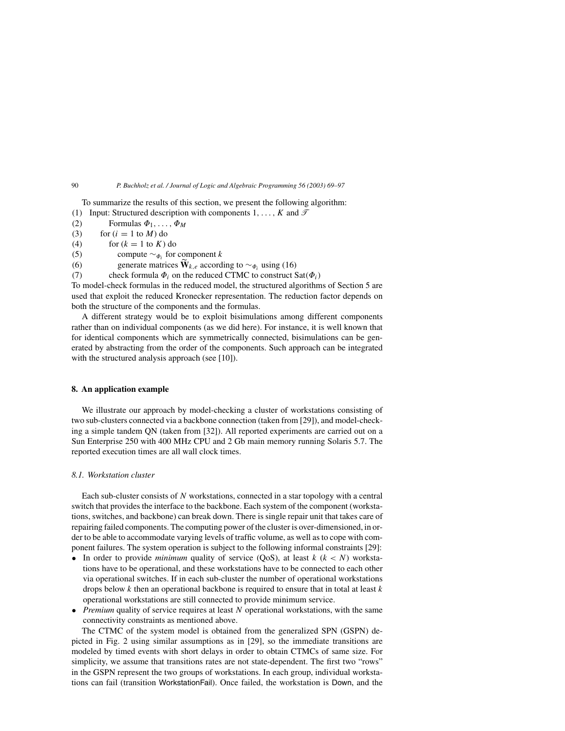To summarize the results of this section, we present the following algorithm:

(1) Input: Structured description with components $1, \ldots, K$ and $\mathscr{T}$
(2) Formulas $\Phi_1, \ldots, \Phi_M$
(3) for ($i = 1$ to $M$) do
(4) for ($k = 1$ to $K$) do
(5) compute $\sim_{\Phi_i}$ for component $k$
(6) generate matrices $\widetilde{\mathbf{W}}_{k,e}$ according to $\sim_{\Phi_i}$ using (16)
(7) check formula $\Phi_i$ on the reduced CTMC to construct $\mathrm{Sat}(\Phi_i)$

To model-check formulas in the reduced model, the structured algorithms of Section 5 are used that exploit the reduced Kronecker representation. The reduction factor depends on both the structure of the components and the formulas.

A different strategy would be to exploit bisimulations among different components rather than on individual components (as we did here). For instance, it is well known that for identical components which are symmetrically connected, bisimulations can be generated by abstracting from the order of the components. Such approach can be integrated with the structured analysis approach (see [10]).

## 8. An application example

We illustrate our approach by model-checking a cluster of workstations consisting of two sub-clusters connected via a backbone connection (taken from [29]), and model-checking a simple tandem QN (taken from [32]). All reported experiments are carried out on a Sun Enterprise 250 with 400 MHz CPU and 2 Gb main memory running Solaris 5.7. The reported execution times are all wall clock times.

### 8.1. Workstation cluster

Each sub-cluster consists of $N$ workstations, connected in a star topology with a central switch that provides the interface to the backbone. Each system of the component (workstations, switches, and backbone) can break down. There is single repair unit that takes care of repairing failed components. The computing power of the cluster is over-dimensioned, in order to be able to accommodate varying levels of traffic volume, as well as to cope with component failures. The system operation is subject to the following informal constraints [29]:

- In order to provide *minimum* quality of service (QoS), at least $k$ ($k < N$) workstations have to be operational, and these workstations have to be connected to each other via operational switches. If in each sub-cluster the number of operational workstations drops below $k$ then an operational backbone is required to ensure that in total at least $k$ operational workstations are still connected to provide minimum service.
- *Premium* quality of service requires at least $N$ operational workstations, with the same connectivity constraints as mentioned above.

The CTMC of the system model is obtained from the generalized SPN (GSPN) depicted in Fig. 2 using similar assumptions as in [29], so the immediate transitions are modeled by timed events with short delays in order to obtain CTMCs of same size. For simplicity, we assume that transitions rates are not state-dependent. The first two "rows" in the GSPN represent the two groups of workstations. In each group, individual workstations can fail (transition WorkstationFail). Once failed, the workstation is Down, and the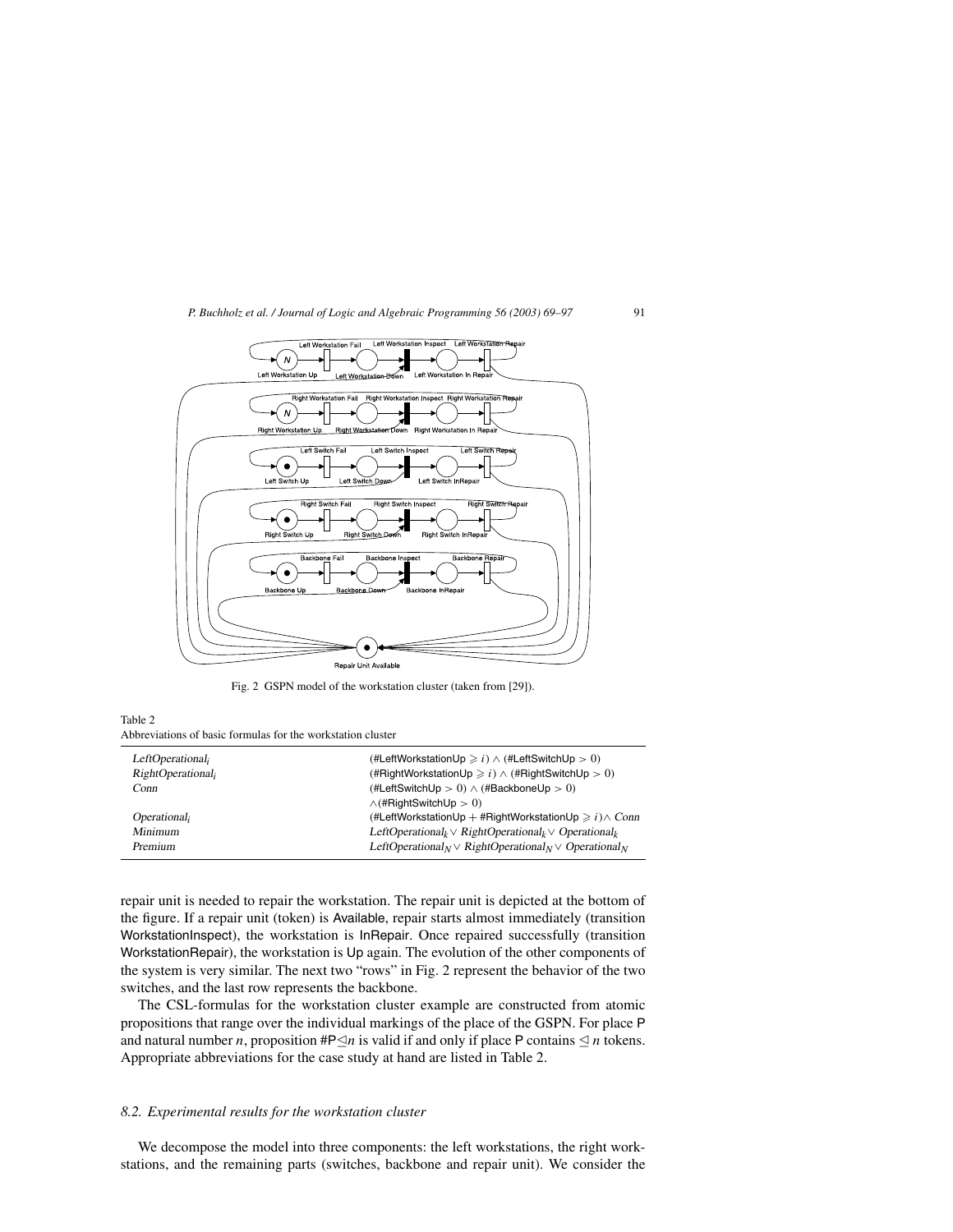Fig. 2 GSPN model of the workstation cluster (taken from [29]).

Table 2
Abbreviations of basic formulas for the workstation cluster

| | |
|---|---|
| $LeftOperational_i$ | (#LeftWorkstationUp $\geqslant i$) $\wedge$ (#LeftSwitchUp $> 0$) |
| $RightOperational_i$ | (#RightWorkstationUp $\geqslant i$) $\wedge$ (#RightSwitchUp $> 0$) |
| $Conn$ | (#LeftSwitchUp $> 0$) $\wedge$ (#BackboneUp $> 0$) $\wedge$(#RightSwitchUp $> 0$) |
| $Operational_i$ | (#LeftWorkstationUp + #RightWorkstationUp $\geqslant i$)$\wedge$ $Conn$ |
| $Minimum$ | $LeftOperational_k \vee RightOperational_k \vee Operational_k$ |
| $Premium$ | $LeftOperational_N \vee RightOperational_N \vee Operational_N$ |

repair unit is needed to repair the workstation. The repair unit is depicted at the bottom of the figure. If a repair unit (token) is Available, repair starts almost immediately (transition WorkstationInspect), the workstation is InRepair. Once repaired successfully (transition WorkstationRepair), the workstation is Up again. The evolution of the other components of the system is very similar. The next two "rows" in Fig. 2 represent the behavior of the two switches, and the last row represents the backbone.

The CSL-formulas for the workstation cluster example are constructed from atomic propositions that range over the individual markings of the place of the GSPN. For place P and natural number $n$, proposition #P$\trianglelefteq n$ is valid if and only if place P contains $\trianglelefteq n$ tokens. Appropriate abbreviations for the case study at hand are listed in Table 2.

### 8.2. Experimental results for the workstation cluster

We decompose the model into three components: the left workstations, the right workstations, and the remaining parts (switches, backbone and repair unit). We consider the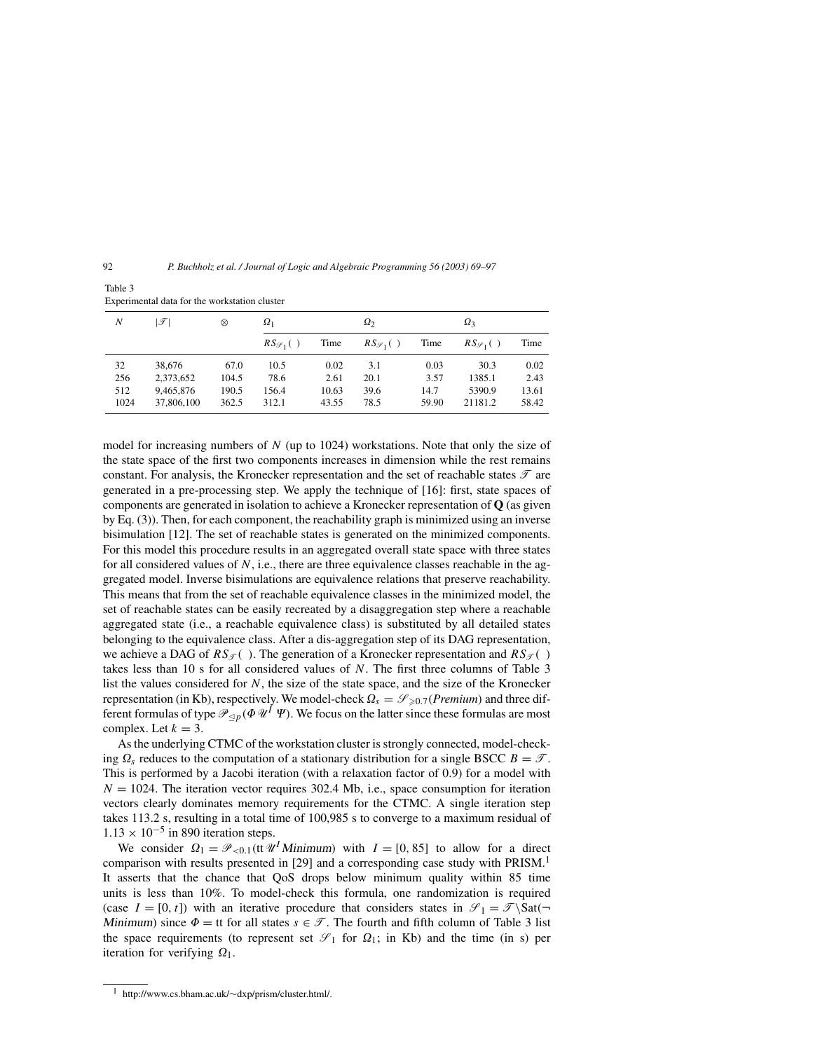Table 3
Experimental data for the workstation cluster

| $N$ | $\lvert\mathscr{T}\rvert$ | $\otimes$ | $\Omega_1$ | | $\Omega_2$ | | $\Omega_3$ | |
|---|---|---|---|---|---|---|---|---|
| | | | $RS_{\mathscr{S}_1}(\ )$ | Time | $RS_{\mathscr{S}_1}(\ )$ | Time | $RS_{\mathscr{S}_1}(\ )$ | Time |
| 32 | 38,676 | 67.0 | 10.5 | 0.02 | 3.1 | 0.03 | 30.3 | 0.02 |
| 256 | 2,373,652 | 104.5 | 78.6 | 2.61 | 20.1 | 3.57 | 1385.1 | 2.43 |
| 512 | 9,465,876 | 190.5 | 156.4 | 10.63 | 39.6 | 14.7 | 5390.9 | 13.61 |
| 1024 | 37,806,100 | 362.5 | 312.1 | 43.55 | 78.5 | 59.90 | 21181.2 | 58.42 |

model for increasing numbers of $N$ (up to 1024) workstations. Note that only the size of the state space of the first two components increases in dimension while the rest remains constant. For analysis, the Kronecker representation and the set of reachable states $\mathscr{T}$ are generated in a pre-processing step. We apply the technique of [16]: first, state spaces of components are generated in isolation to achieve a Kronecker representation of $\mathbf{Q}$ (as given by Eq. (3)). Then, for each component, the reachability graph is minimized using an inverse bisimulation [12]. The set of reachable states is generated on the minimized components. For this model this procedure results in an aggregated overall state space with three states for all considered values of $N$, i.e., there are three equivalence classes reachable in the aggregated model. Inverse bisimulations are equivalence relations that preserve reachability. This means that from the set of reachable equivalence classes in the minimized model, the set of reachable states can be easily recreated by a disaggregation step where a reachable aggregated state (i.e., a reachable equivalence class) is substituted by all detailed states belonging to the equivalence class. After a dis-aggregation step of its DAG representation, we achieve a DAG of $RS_{\mathscr{T}}(\ )$. The generation of a Kronecker representation and $RS_{\mathscr{T}}(\ )$ takes less than 10 s for all considered values of $N$. The first three columns of Table 3 list the values considered for $N$, the size of the state space, and the size of the Kronecker representation (in Kb), respectively. We model-check $\Omega_s = \mathscr{S}_{\geqslant 0.7}(\mathit{Premium})$ and three different formulas of type $\mathscr{P}_{\trianglelefteq p}(\Phi\, \mathscr{U}^I\, \Psi)$. We focus on the latter since these formulas are most complex. Let $k = 3$.

As the underlying CTMC of the workstation cluster is strongly connected, model-checking $\Omega_s$ reduces to the computation of a stationary distribution for a single BSCC $B = \mathscr{T}$. This is performed by a Jacobi iteration (with a relaxation factor of 0.9) for a model with $N = 1024$. The iteration vector requires 302.4 Mb, i.e., space consumption for iteration vectors clearly dominates memory requirements for the CTMC. A single iteration step takes 113.2 s, resulting in a total time of 100,985 s to converge to a maximum residual of $1.13 \times 10^{-5}$ in 890 iteration steps.

We consider $\Omega_1 = \mathscr{P}_{<0.1}(\mathrm{tt}\, \mathscr{U}^I\, \mathit{Minimum})$ with $I = [0, 85]$ to allow for a direct comparison with results presented in [29] and a corresponding case study with PRISM.[1] It asserts that the chance that QoS drops below minimum quality within 85 time units is less than 10%. To model-check this formula, one randomization is required (case $I = [0, t]$) with an iterative procedure that considers states in $\mathscr{S}_1 = \mathscr{T} \setminus \mathrm{Sat}(\neg \mathit{Minimum})$ since $\Phi = \mathrm{tt}$ for all states $s \in \mathscr{T}$. The fourth and fifth column of Table 3 list the space requirements (to represent set $\mathscr{S}_1$ for $\Omega_1$; in Kb) and the time (in s) per iteration for verifying $\Omega_1$.

[1] http://www.cs.bham.ac.uk/~dxp/prism/cluster.html/.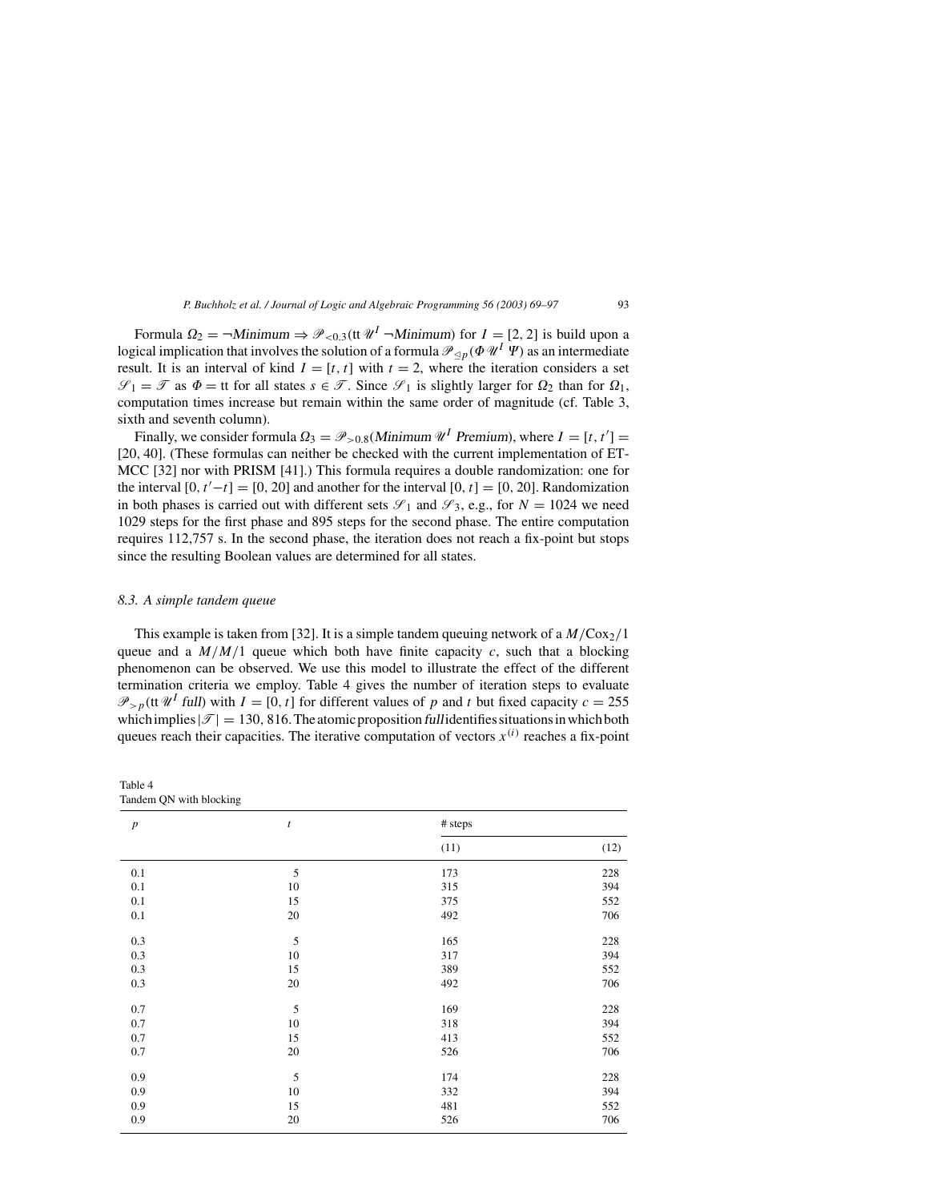Formula $\Omega_2 = \neg\mathit{Minimum} \Rightarrow \mathscr{P}_{<0.3}(\mathrm{tt}\,\mathscr{U}^I\,\neg\mathit{Minimum})$ for $I = [2, 2]$ is build upon a logical implication that involves the solution of a formula $\mathscr{P}_{\trianglelefteq p}(\Phi\,\mathscr{U}^I\,\Psi)$ as an intermediate result. It is an interval of kind $I = [t, t]$ with $t = 2$, where the iteration considers a set $\mathscr{S}_1 = \mathscr{T}$ as $\Phi = \mathrm{tt}$ for all states $s \in \mathscr{T}$. Since $\mathscr{S}_1$ is slightly larger for $\Omega_2$ than for $\Omega_1$, computation times increase but remain within the same order of magnitude (cf. Table 3, sixth and seventh column).

Finally, we consider formula $\Omega_3 = \mathscr{P}_{>0.8}(\mathit{Minimum}\,\mathscr{U}^I\,\mathit{Premium})$, where $I = [t, t'] = [20, 40]$. (These formulas can neither be checked with the current implementation of ETMCC [32] nor with PRISM [41].) This formula requires a double randomization: one for the interval $[0, t'-t] = [0, 20]$ and another for the interval $[0, t] = [0, 20]$. Randomization in both phases is carried out with different sets $\mathscr{S}_1$ and $\mathscr{S}_3$, e.g., for $N = 1024$ we need 1029 steps for the first phase and 895 steps for the second phase. The entire computation requires 112,757 s. In the second phase, the iteration does not reach a fix-point but stops since the resulting Boolean values are determined for all states.

### 8.3. A simple tandem queue

This example is taken from [32]. It is a simple tandem queuing network of a $M/\mathrm{Cox}_2/1$ queue and a $M/M/1$ queue which both have finite capacity $c$, such that a blocking phenomenon can be observed. We use this model to illustrate the effect of the different termination criteria we employ. Table 4 gives the number of iteration steps to evaluate $\mathscr{P}_{>p}(\mathrm{tt}\,\mathscr{U}^I\,\mathit{full})$ with $I = [0, t]$ for different values of $p$ and $t$ but fixed capacity $c = 255$ which implies $|\mathscr{T}| = 130,816$. The atomic proposition *full* identifies situations in which both queues reach their capacities. The iterative computation of vectors $x^{(i)}$ reaches a fix-point

Table 4
Tandem QN with blocking

| $p$ | $t$ | # steps | |
|---|---|---|---|
| | | (11) | (12) |
| 0.1 | 5 | 173 | 228 |
| 0.1 | 10 | 315 | 394 |
| 0.1 | 15 | 375 | 552 |
| 0.1 | 20 | 492 | 706 |
| 0.3 | 5 | 165 | 228 |
| 0.3 | 10 | 317 | 394 |
| 0.3 | 15 | 389 | 552 |
| 0.3 | 20 | 492 | 706 |
| 0.7 | 5 | 169 | 228 |
| 0.7 | 10 | 318 | 394 |
| 0.7 | 15 | 413 | 552 |
| 0.7 | 20 | 526 | 706 |
| 0.9 | 5 | 174 | 228 |
| 0.9 | 10 | 332 | 394 |
| 0.9 | 15 | 481 | 552 |
| 0.9 | 20 | 526 | 706 |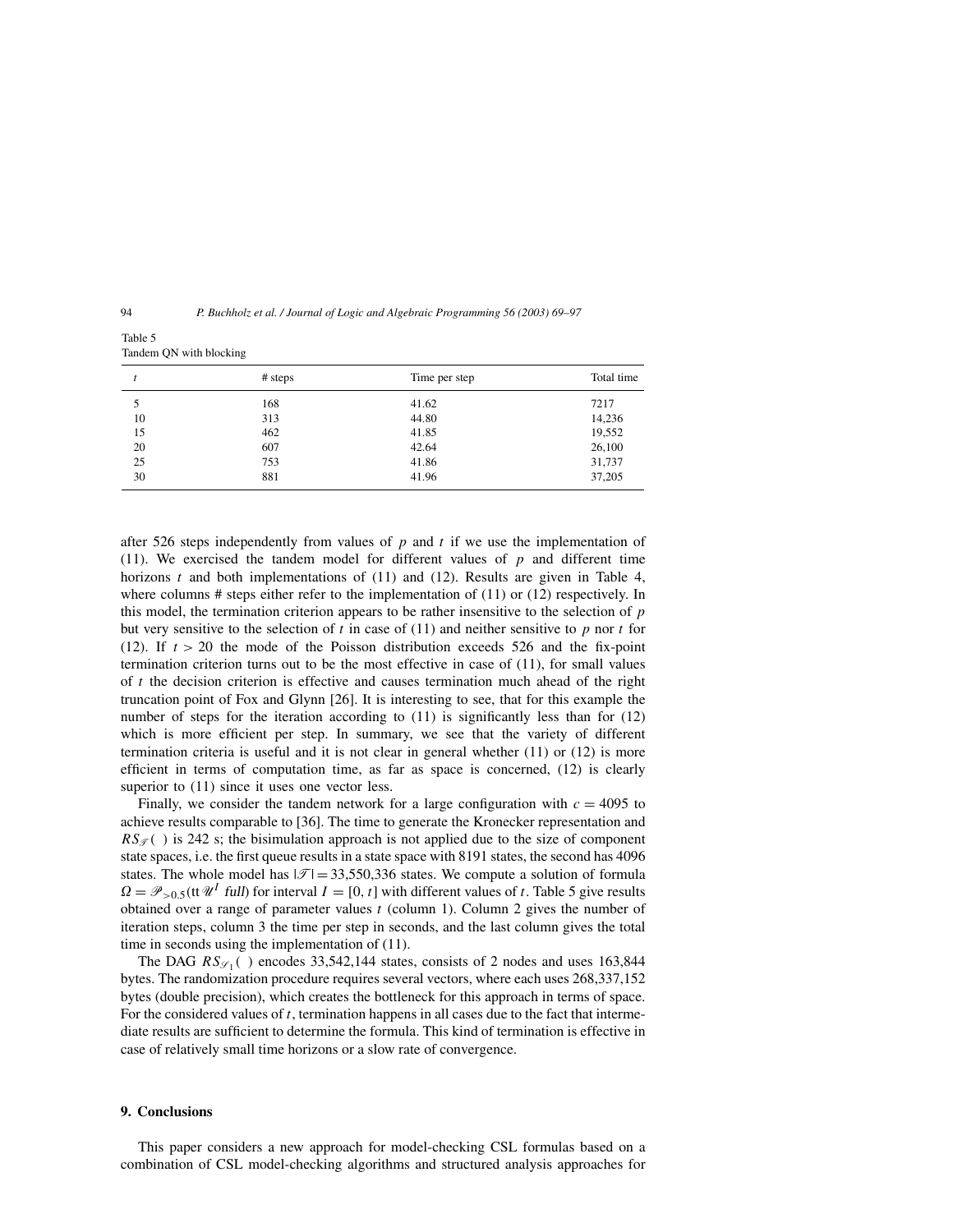Table 5
Tandem QN with blocking

| $t$ | # steps | Time per step | Total time |
|---|---|---|---|
| 5 | 168 | 41.62 | 7217 |
| 10 | 313 | 44.80 | 14,236 |
| 15 | 462 | 41.85 | 19,552 |
| 20 | 607 | 42.64 | 26,100 |
| 25 | 753 | 41.86 | 31,737 |
| 30 | 881 | 41.96 | 37,205 |

after 526 steps independently from values of $p$ and $t$ if we use the implementation of (11). We exercised the tandem model for different values of $p$ and different time horizons $t$ and both implementations of (11) and (12). Results are given in Table 4, where columns # steps either refer to the implementation of (11) or (12) respectively. In this model, the termination criterion appears to be rather insensitive to the selection of $p$ but very sensitive to the selection of $t$ in case of (11) and neither sensitive to $p$ nor $t$ for (12). If $t > 20$ the mode of the Poisson distribution exceeds 526 and the fix-point termination criterion turns out to be the most effective in case of (11), for small values of $t$ the decision criterion is effective and causes termination much ahead of the right truncation point of Fox and Glynn [26]. It is interesting to see, that for this example the number of steps for the iteration according to (11) is significantly less than for (12) which is more efficient per step. In summary, we see that the variety of different termination criteria is useful and it is not clear in general whether (11) or (12) is more efficient in terms of computation time, as far as space is concerned, (12) is clearly superior to (11) since it uses one vector less.

Finally, we consider the tandem network for a large configuration with $c = 4095$ to achieve results comparable to [36]. The time to generate the Kronecker representation and $RS_{\mathscr{T}}(\ )$ is 242 s; the bisimulation approach is not applied due to the size of component state spaces, i.e. the first queue results in a state space with 8191 states, the second has 4096 states. The whole model has $|\mathscr{T}| = 33{,}550{,}336$ states. We compute a solution of formula $\Omega = \mathscr{P}_{>0.5}(\mathrm{tt}\ \mathscr{U}^I\ \mathit{full})$ for interval $I = [0, t]$ with different values of $t$. Table 5 give results obtained over a range of parameter values $t$ (column 1). Column 2 gives the number of iteration steps, column 3 the time per step in seconds, and the last column gives the total time in seconds using the implementation of (11).

The DAG $RS_{\mathscr{S}_1}(\ )$ encodes 33,542,144 states, consists of 2 nodes and uses 163,844 bytes. The randomization procedure requires several vectors, where each uses 268,337,152 bytes (double precision), which creates the bottleneck for this approach in terms of space. For the considered values of $t$, termination happens in all cases due to the fact that intermediate results are sufficient to determine the formula. This kind of termination is effective in case of relatively small time horizons or a slow rate of convergence.

## 9. Conclusions

This paper considers a new approach for model-checking CSL formulas based on a combination of CSL model-checking algorithms and structured analysis approaches for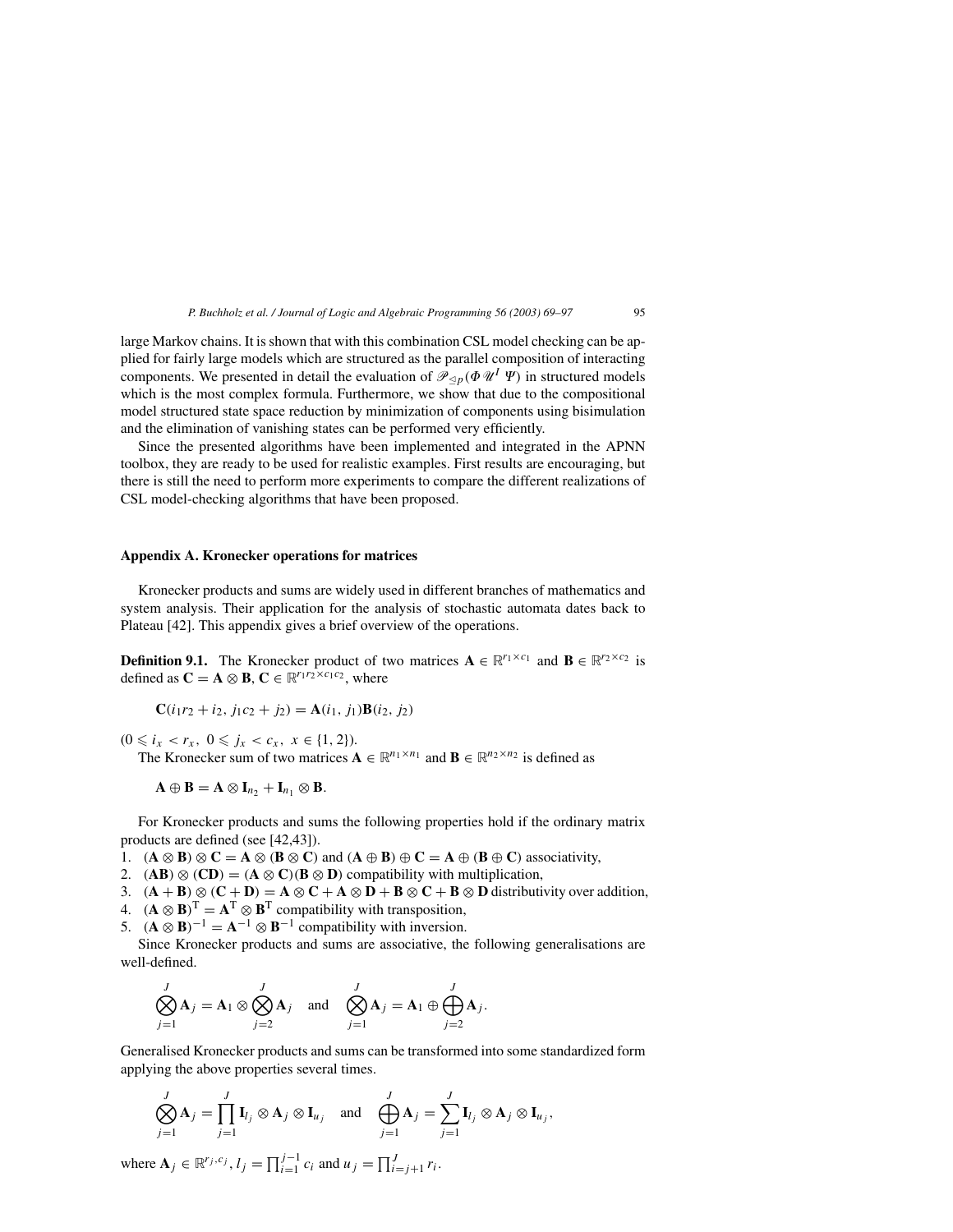large Markov chains. It is shown that with this combination CSL model checking can be applied for fairly large models which are structured as the parallel composition of interacting components. We presented in detail the evaluation of $\mathscr{P}_{\trianglelefteq p}(\Phi\, \mathscr{U}^I\, \Psi)$ in structured models which is the most complex formula. Furthermore, we show that due to the compositional model structured state space reduction by minimization of components using bisimulation and the elimination of vanishing states can be performed very efficiently.

Since the presented algorithms have been implemented and integrated in the APNN toolbox, they are ready to be used for realistic examples. First results are encouraging, but there is still the need to perform more experiments to compare the different realizations of CSL model-checking algorithms that have been proposed.

## Appendix A. Kronecker operations for matrices

Kronecker products and sums are widely used in different branches of mathematics and system analysis. Their application for the analysis of stochastic automata dates back to Plateau [42]. This appendix gives a brief overview of the operations.

**Definition 9.1.** The Kronecker product of two matrices $\mathbf{A} \in \mathbb{R}^{r_1 \times c_1}$ and $\mathbf{B} \in \mathbb{R}^{r_2 \times c_2}$ is defined as $\mathbf{C} = \mathbf{A} \otimes \mathbf{B}$, $\mathbf{C} \in \mathbb{R}^{r_1 r_2 \times c_1 c_2}$, where

$$\mathbf{C}(i_1 r_2 + i_2,\, j_1 c_2 + j_2) = \mathbf{A}(i_1, j_1)\mathbf{B}(i_2, j_2)$$

$(0 \leqslant i_x < r_x,\ 0 \leqslant j_x < c_x,\ x \in \{1, 2\})$.

The Kronecker sum of two matrices $\mathbf{A} \in \mathbb{R}^{n_1 \times n_1}$ and $\mathbf{B} \in \mathbb{R}^{n_2 \times n_2}$ is defined as

$$\mathbf{A} \oplus \mathbf{B} = \mathbf{A} \otimes \mathbf{I}_{n_2} + \mathbf{I}_{n_1} \otimes \mathbf{B}.$$

For Kronecker products and sums the following properties hold if the ordinary matrix products are defined (see [42,43]).

1. $(\mathbf{A} \otimes \mathbf{B}) \otimes \mathbf{C} = \mathbf{A} \otimes (\mathbf{B} \otimes \mathbf{C})$ and $(\mathbf{A} \oplus \mathbf{B}) \oplus \mathbf{C} = \mathbf{A} \oplus (\mathbf{B} \oplus \mathbf{C})$ associativity,
2. $(\mathbf{AB}) \otimes (\mathbf{CD}) = (\mathbf{A} \otimes \mathbf{C})(\mathbf{B} \otimes \mathbf{D})$ compatibility with multiplication,
3. $(\mathbf{A} + \mathbf{B}) \otimes (\mathbf{C} + \mathbf{D}) = \mathbf{A} \otimes \mathbf{C} + \mathbf{A} \otimes \mathbf{D} + \mathbf{B} \otimes \mathbf{C} + \mathbf{B} \otimes \mathbf{D}$ distributivity over addition,
4. $(\mathbf{A} \otimes \mathbf{B})^{\mathrm{T}} = \mathbf{A}^{\mathrm{T}} \otimes \mathbf{B}^{\mathrm{T}}$ compatibility with transposition,
5. $(\mathbf{A} \otimes \mathbf{B})^{-1} = \mathbf{A}^{-1} \otimes \mathbf{B}^{-1}$ compatibility with inversion.

Since Kronecker products and sums are associative, the following generalisations are well-defined.

$$\bigotimes_{j=1}^{J} \mathbf{A}_j = \mathbf{A}_1 \otimes \bigotimes_{j=2}^{J} \mathbf{A}_j \quad \text{and} \quad \bigotimes_{j=1}^{J} \mathbf{A}_j = \mathbf{A}_1 \oplus \bigoplus_{j=2}^{J} \mathbf{A}_j.$$

Generalised Kronecker products and sums can be transformed into some standardized form applying the above properties several times.

$$\bigotimes_{j=1}^{J} \mathbf{A}_j = \prod_{j=1}^{J} \mathbf{I}_{l_j} \otimes \mathbf{A}_j \otimes \mathbf{I}_{u_j} \quad \text{and} \quad \bigoplus_{j=1}^{J} \mathbf{A}_j = \sum_{j=1}^{J} \mathbf{I}_{l_j} \otimes \mathbf{A}_j \otimes \mathbf{I}_{u_j},$$

where $\mathbf{A}_j \in \mathbb{R}^{r_j, c_j}$, $l_j = \prod_{i=1}^{j-1} c_i$ and $u_j = \prod_{i=j+1}^{J} r_i$.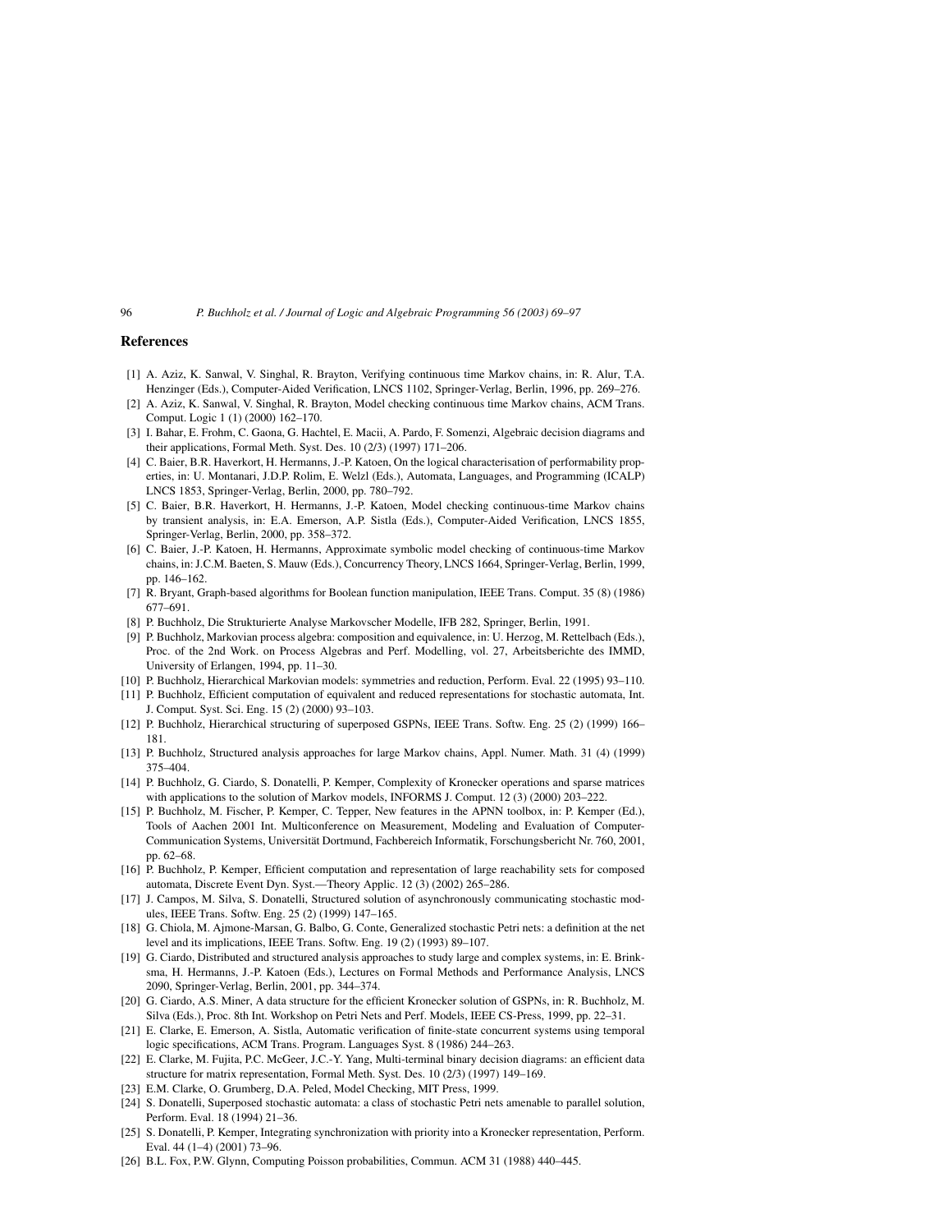## References

[1] A. Aziz, K. Sanwal, V. Singhal, R. Brayton, Verifying continuous time Markov chains, in: R. Alur, T.A. Henzinger (Eds.), Computer-Aided Verification, LNCS 1102, Springer-Verlag, Berlin, 1996, pp. 269–276.

[2] A. Aziz, K. Sanwal, V. Singhal, R. Brayton, Model checking continuous time Markov chains, ACM Trans. Comput. Logic 1 (1) (2000) 162–170.

[3] I. Bahar, E. Frohm, C. Gaona, G. Hachtel, E. Macii, A. Pardo, F. Somenzi, Algebraic decision diagrams and their applications, Formal Meth. Syst. Des. 10 (2/3) (1997) 171–206.

[4] C. Baier, B.R. Haverkort, H. Hermanns, J.-P. Katoen, On the logical characterisation of performability properties, in: U. Montanari, J.D.P. Rolim, E. Welzl (Eds.), Automata, Languages, and Programming (ICALP) LNCS 1853, Springer-Verlag, Berlin, 2000, pp. 780–792.

[5] C. Baier, B.R. Haverkort, H. Hermanns, J.-P. Katoen, Model checking continuous-time Markov chains by transient analysis, in: E.A. Emerson, A.P. Sistla (Eds.), Computer-Aided Verification, LNCS 1855, Springer-Verlag, Berlin, 2000, pp. 358–372.

[6] C. Baier, J.-P. Katoen, H. Hermanns, Approximate symbolic model checking of continuous-time Markov chains, in: J.C.M. Baeten, S. Mauw (Eds.), Concurrency Theory, LNCS 1664, Springer-Verlag, Berlin, 1999, pp. 146–162.

[7] R. Bryant, Graph-based algorithms for Boolean function manipulation, IEEE Trans. Comput. 35 (8) (1986) 677–691.

[8] P. Buchholz, Die Strukturierte Analyse Markovscher Modelle, IFB 282, Springer, Berlin, 1991.

[9] P. Buchholz, Markovian process algebra: composition and equivalence, in: U. Herzog, M. Rettelbach (Eds.), Proc. of the 2nd Work. on Process Algebras and Perf. Modelling, vol. 27, Arbeitsberichte des IMMD, University of Erlangen, 1994, pp. 11–30.

[10] P. Buchholz, Hierarchical Markovian models: symmetries and reduction, Perform. Eval. 22 (1995) 93–110.

[11] P. Buchholz, Efficient computation of equivalent and reduced representations for stochastic automata, Int. J. Comput. Syst. Sci. Eng. 15 (2) (2000) 93–103.

[12] P. Buchholz, Hierarchical structuring of superposed GSPNs, IEEE Trans. Softw. Eng. 25 (2) (1999) 166–181.

[13] P. Buchholz, Structured analysis approaches for large Markov chains, Appl. Numer. Math. 31 (4) (1999) 375–404.

[14] P. Buchholz, G. Ciardo, S. Donatelli, P. Kemper, Complexity of Kronecker operations and sparse matrices with applications to the solution of Markov models, INFORMS J. Comput. 12 (3) (2000) 203–222.

[15] P. Buchholz, M. Fischer, P. Kemper, C. Tepper, New features in the APNN toolbox, in: P. Kemper (Ed.), Tools of Aachen 2001 Int. Multiconference on Measurement, Modeling and Evaluation of Computer-Communication Systems, Universität Dortmund, Fachbereich Informatik, Forschungsbericht Nr. 760, 2001, pp. 62–68.

[16] P. Buchholz, P. Kemper, Efficient computation and representation of large reachability sets for composed automata, Discrete Event Dyn. Syst.—Theory Applic. 12 (3) (2002) 265–286.

[17] J. Campos, M. Silva, S. Donatelli, Structured solution of asynchronously communicating stochastic modules, IEEE Trans. Softw. Eng. 25 (2) (1999) 147–165.

[18] G. Chiola, M. Ajmone-Marsan, G. Balbo, G. Conte, Generalized stochastic Petri nets: a definition at the net level and its implications, IEEE Trans. Softw. Eng. 19 (2) (1993) 89–107.

[19] G. Ciardo, Distributed and structured analysis approaches to study large and complex systems, in: E. Brinksma, H. Hermanns, J.-P. Katoen (Eds.), Lectures on Formal Methods and Performance Analysis, LNCS 2090, Springer-Verlag, Berlin, 2001, pp. 344–374.

[20] G. Ciardo, A.S. Miner, A data structure for the efficient Kronecker solution of GSPNs, in: R. Buchholz, M. Silva (Eds.), Proc. 8th Int. Workshop on Petri Nets and Perf. Models, IEEE CS-Press, 1999, pp. 22–31.

[21] E. Clarke, E. Emerson, A. Sistla, Automatic verification of finite-state concurrent systems using temporal logic specifications, ACM Trans. Program. Languages Syst. 8 (1986) 244–263.

[22] E. Clarke, M. Fujita, P.C. McGeer, J.C.-Y. Yang, Multi-terminal binary decision diagrams: an efficient data structure for matrix representation, Formal Meth. Syst. Des. 10 (2/3) (1997) 149–169.

[23] E.M. Clarke, O. Grumberg, D.A. Peled, Model Checking, MIT Press, 1999.

[24] S. Donatelli, Superposed stochastic automata: a class of stochastic Petri nets amenable to parallel solution, Perform. Eval. 18 (1994) 21–36.

[25] S. Donatelli, P. Kemper, Integrating synchronization with priority into a Kronecker representation, Perform. Eval. 44 (1–4) (2001) 73–96.

[26] B.L. Fox, P.W. Glynn, Computing Poisson probabilities, Commun. ACM 31 (1988) 440–445.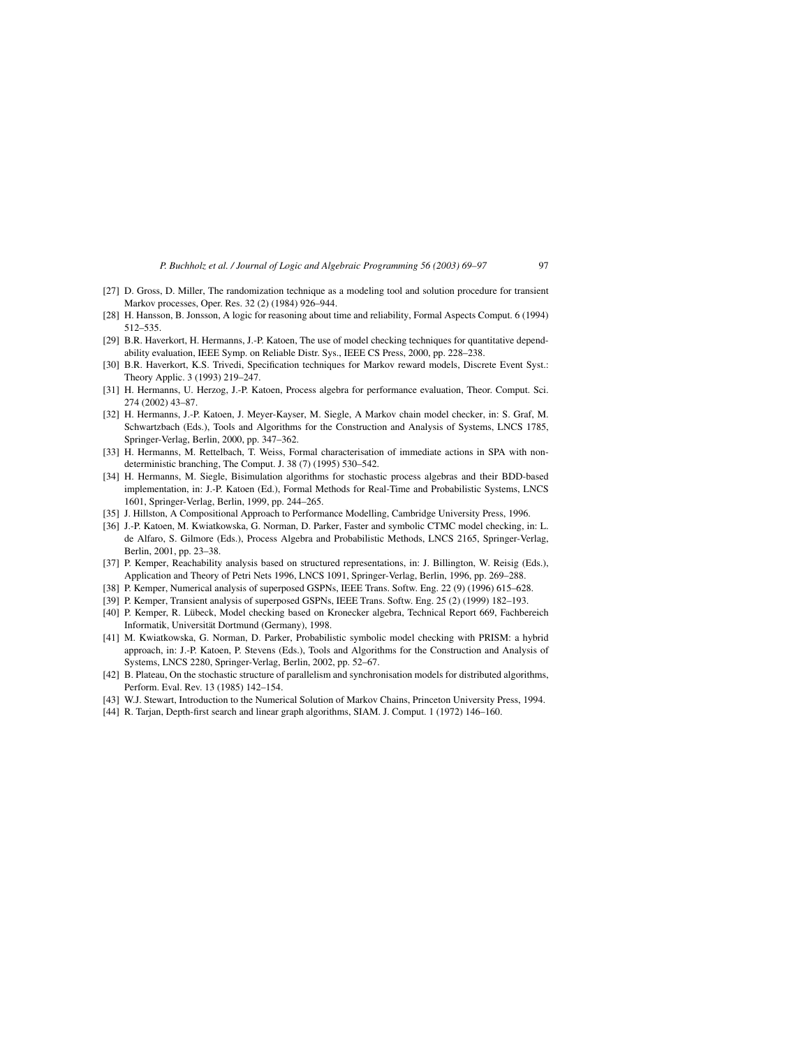[27] D. Gross, D. Miller, The randomization technique as a modeling tool and solution procedure for transient Markov processes, Oper. Res. 32 (2) (1984) 926–944.

[28] H. Hansson, B. Jonsson, A logic for reasoning about time and reliability, Formal Aspects Comput. 6 (1994) 512–535.

[29] B.R. Haverkort, H. Hermanns, J.-P. Katoen, The use of model checking techniques for quantitative dependability evaluation, IEEE Symp. on Reliable Distr. Sys., IEEE CS Press, 2000, pp. 228–238.

[30] B.R. Haverkort, K.S. Trivedi, Specification techniques for Markov reward models, Discrete Event Syst.: Theory Applic. 3 (1993) 219–247.

[31] H. Hermanns, U. Herzog, J.-P. Katoen, Process algebra for performance evaluation, Theor. Comput. Sci. 274 (2002) 43–87.

[32] H. Hermanns, J.-P. Katoen, J. Meyer-Kayser, M. Siegle, A Markov chain model checker, in: S. Graf, M. Schwartzbach (Eds.), Tools and Algorithms for the Construction and Analysis of Systems, LNCS 1785, Springer-Verlag, Berlin, 2000, pp. 347–362.

[33] H. Hermanns, M. Rettelbach, T. Weiss, Formal characterisation of immediate actions in SPA with nondeterministic branching, The Comput. J. 38 (7) (1995) 530–542.

[34] H. Hermanns, M. Siegle, Bisimulation algorithms for stochastic process algebras and their BDD-based implementation, in: J.-P. Katoen (Ed.), Formal Methods for Real-Time and Probabilistic Systems, LNCS 1601, Springer-Verlag, Berlin, 1999, pp. 244–265.

[35] J. Hillston, A Compositional Approach to Performance Modelling, Cambridge University Press, 1996.

[36] J.-P. Katoen, M. Kwiatkowska, G. Norman, D. Parker, Faster and symbolic CTMC model checking, in: L. de Alfaro, S. Gilmore (Eds.), Process Algebra and Probabilistic Methods, LNCS 2165, Springer-Verlag, Berlin, 2001, pp. 23–38.

[37] P. Kemper, Reachability analysis based on structured representations, in: J. Billington, W. Reisig (Eds.), Application and Theory of Petri Nets 1996, LNCS 1091, Springer-Verlag, Berlin, 1996, pp. 269–288.

[38] P. Kemper, Numerical analysis of superposed GSPNs, IEEE Trans. Softw. Eng. 22 (9) (1996) 615–628.

[39] P. Kemper, Transient analysis of superposed GSPNs, IEEE Trans. Softw. Eng. 25 (2) (1999) 182–193.

[40] P. Kemper, R. Lübeck, Model checking based on Kronecker algebra, Technical Report 669, Fachbereich Informatik, Universität Dortmund (Germany), 1998.

[41] M. Kwiatkowska, G. Norman, D. Parker, Probabilistic symbolic model checking with PRISM: a hybrid approach, in: J.-P. Katoen, P. Stevens (Eds.), Tools and Algorithms for the Construction and Analysis of Systems, LNCS 2280, Springer-Verlag, Berlin, 2002, pp. 52–67.

[42] B. Plateau, On the stochastic structure of parallelism and synchronisation models for distributed algorithms, Perform. Eval. Rev. 13 (1985) 142–154.

[43] W.J. Stewart, Introduction to the Numerical Solution of Markov Chains, Princeton University Press, 1994.

[44] R. Tarjan, Depth-first search and linear graph algorithms, SIAM. J. Comput. 1 (1972) 146–160.